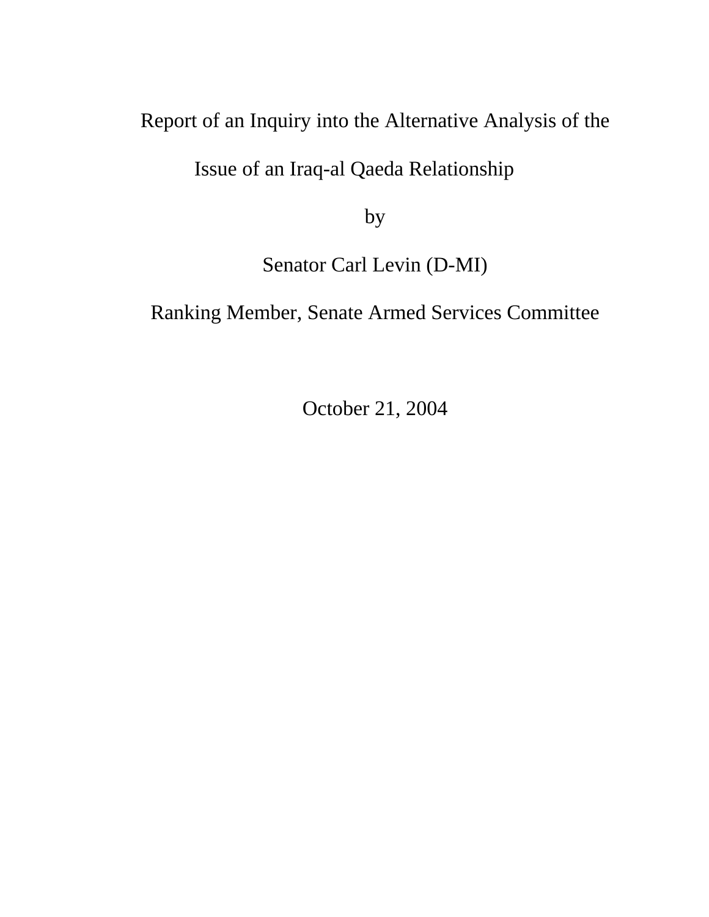# Report of an Inquiry into the Alternative Analysis of the Issue of an Iraq-al Qaeda Relationship

by

Senator Carl Levin (D-MI)

Ranking Member, Senate Armed Services Committee

October 21, 2004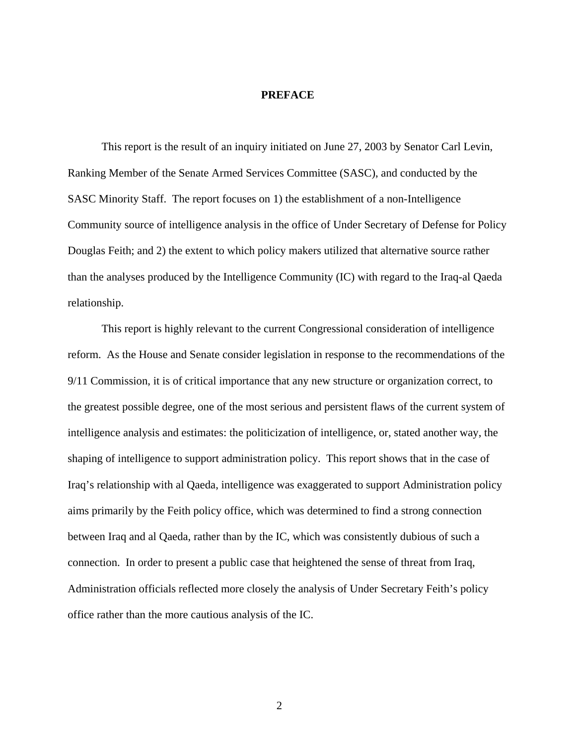# PREFACE

This report is the result of an inquiry initiated on June 27, 2003 by Senator Carl Levin, Ranking Member of the Senate Armed Services Committee (SASC), and conducted by the SASC Minority Staff. The report focuses on 1) the establishment of a non-Intelligence Community source of intelligence analysis in the office of Under Secretary of Defense for Policy Douglas Feith; and 2) the extent to which policy makers utilized that alternative source rather than the analyses produced by the Intelligence Community (IC) with regard to the Iraq-al Qaeda relationship.

This report is highly relevant to the current Congressional consideration of intelligence reform. As the House and Senate consider legislation in response to the recommendations of the 9/11 Commission, it is of critical importance that any new structure or organization correct, to the greatest possible degree, one of the most serious and persistent flaws of the current system of intelligence analysis and estimates: the politicization of intelligence, or, stated another way, the shaping of intelligence to support administration policy. This report shows that in the case of Iraq's relationship with al Qaeda, intelligence was exaggerated to support Administration policy aims primarily by the Feith policy office, which was determined to find a strong connection between Iraq and al Qaeda, rather than by the IC, which was consistently dubious of such a connection. In order to present a public case that heightened the sense of threat from Iraq, Administration officials reflected more closely the analysis of Under Secretary Feith's policy office rather than the more cautious analysis of the IC.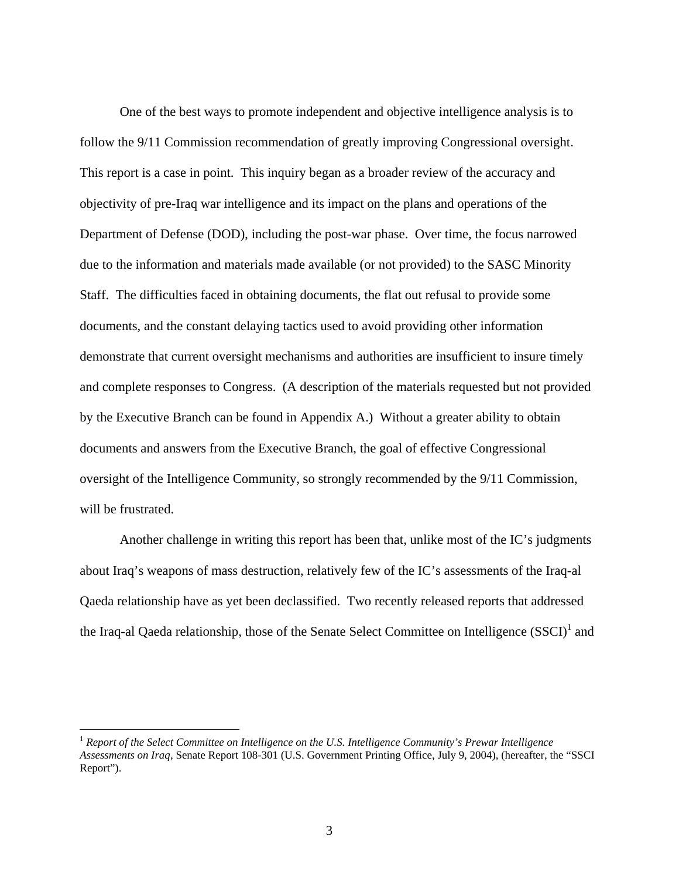One of the best ways to promote independent and objective intelligence analysis is to follow the 9/11 Commission recommendation of greatly improving Congressional oversight. This report is a case in point. This inquiry began as a broader review of the accuracy and objectivity of pre-Iraq war intelligence and its impact on the plans and operations of the Department of Defense (DOD), including the post-war phase. Over time, the focus narrowed due to the information and materials made available (or not provided) to the SASC Minority Staff. The difficulties faced in obtaining documents, the flat out refusal to provide some documents, and the constant delaying tactics used to avoid providing other information demonstrate that current oversight mechanisms and authorities are insufficient to insure timely and complete responses to Congress. (A description of the materials requested but not provided by the Executive Branch can be found in Appendix A.) Without a greater ability to obtain documents and answers from the Executive Branch, the goal of effective Congressional oversight of the Intelligence Community, so strongly recommended by the 9/11 Commission, will be frustrated.

Another challenge in writing this report has been that, unlike most of the IC's judgments about Iraq's weapons of mass destruction, relatively few of the IC's assessments of the Iraq-al Qaeda relationship have as yet been declassified. Two recently released reports that addressed the Iraq-al Qaeda relationship, those of the Senate Select Committee on Intelligence (SSCI)[1] and

---

[1] *Report of the Select Committee on Intelligence on the U.S. Intelligence Community's Prewar Intelligence Assessments on Iraq*, Senate Report 108-301 (U.S. Government Printing Office, July 9, 2004), (hereafter, the "SSCI Report").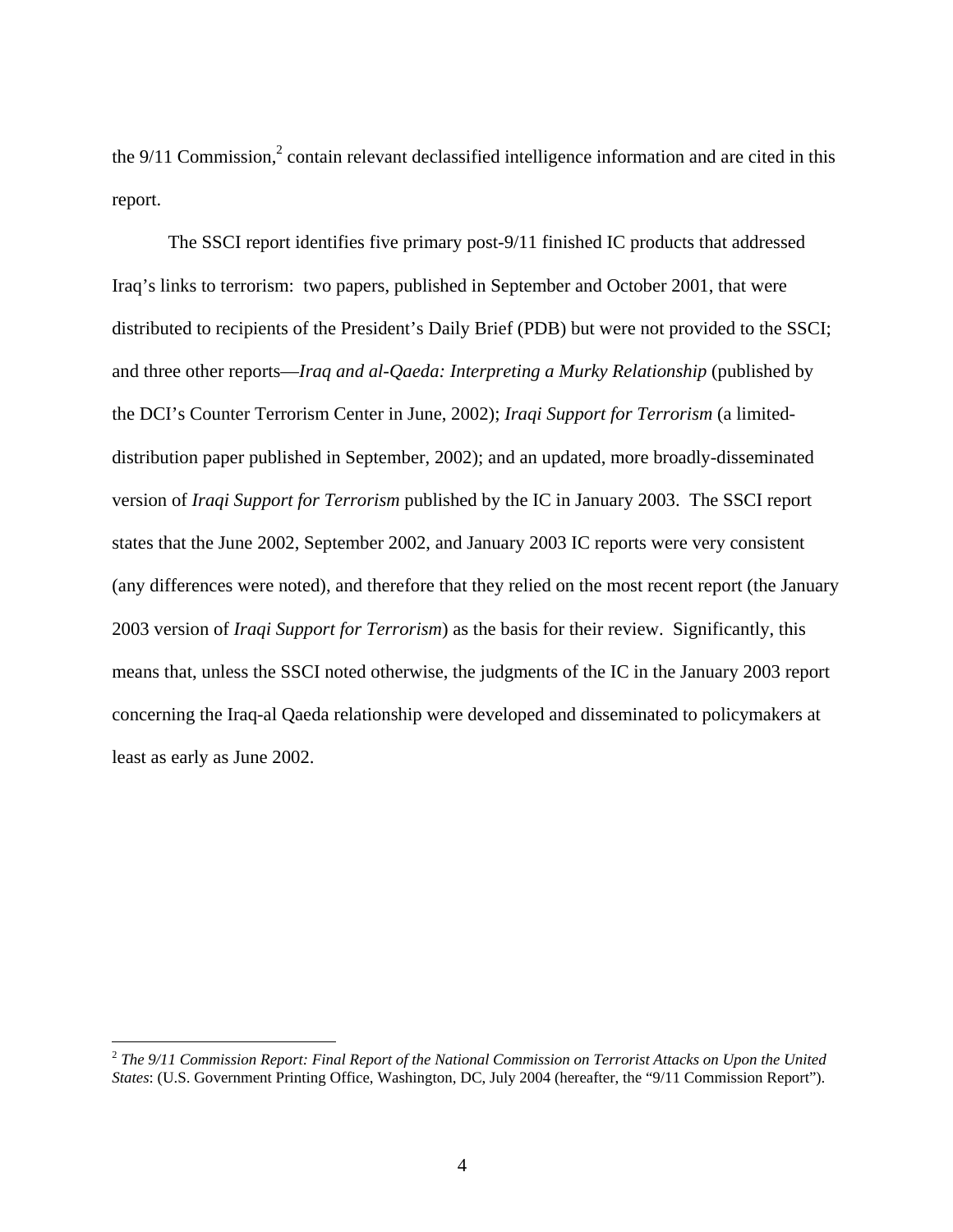the 9/11 Commission,[2] contain relevant declassified intelligence information and are cited in this report.

The SSCI report identifies five primary post-9/11 finished IC products that addressed Iraq's links to terrorism: two papers, published in September and October 2001, that were distributed to recipients of the President's Daily Brief (PDB) but were not provided to the SSCI; and three other reports—*Iraq and al-Qaeda: Interpreting a Murky Relationship* (published by the DCI's Counter Terrorism Center in June, 2002); *Iraqi Support for Terrorism* (a limited-distribution paper published in September, 2002); and an updated, more broadly-disseminated version of *Iraqi Support for Terrorism* published by the IC in January 2003. The SSCI report states that the June 2002, September 2002, and January 2003 IC reports were very consistent (any differences were noted), and therefore that they relied on the most recent report (the January 2003 version of *Iraqi Support for Terrorism*) as the basis for their review. Significantly, this means that, unless the SSCI noted otherwise, the judgments of the IC in the January 2003 report concerning the Iraq-al Qaeda relationship were developed and disseminated to policymakers at least as early as June 2002.

---

[2] *The 9/11 Commission Report: Final Report of the National Commission on Terrorist Attacks on Upon the United States*: (U.S. Government Printing Office, Washington, DC, July 2004 (hereafter, the "9/11 Commission Report").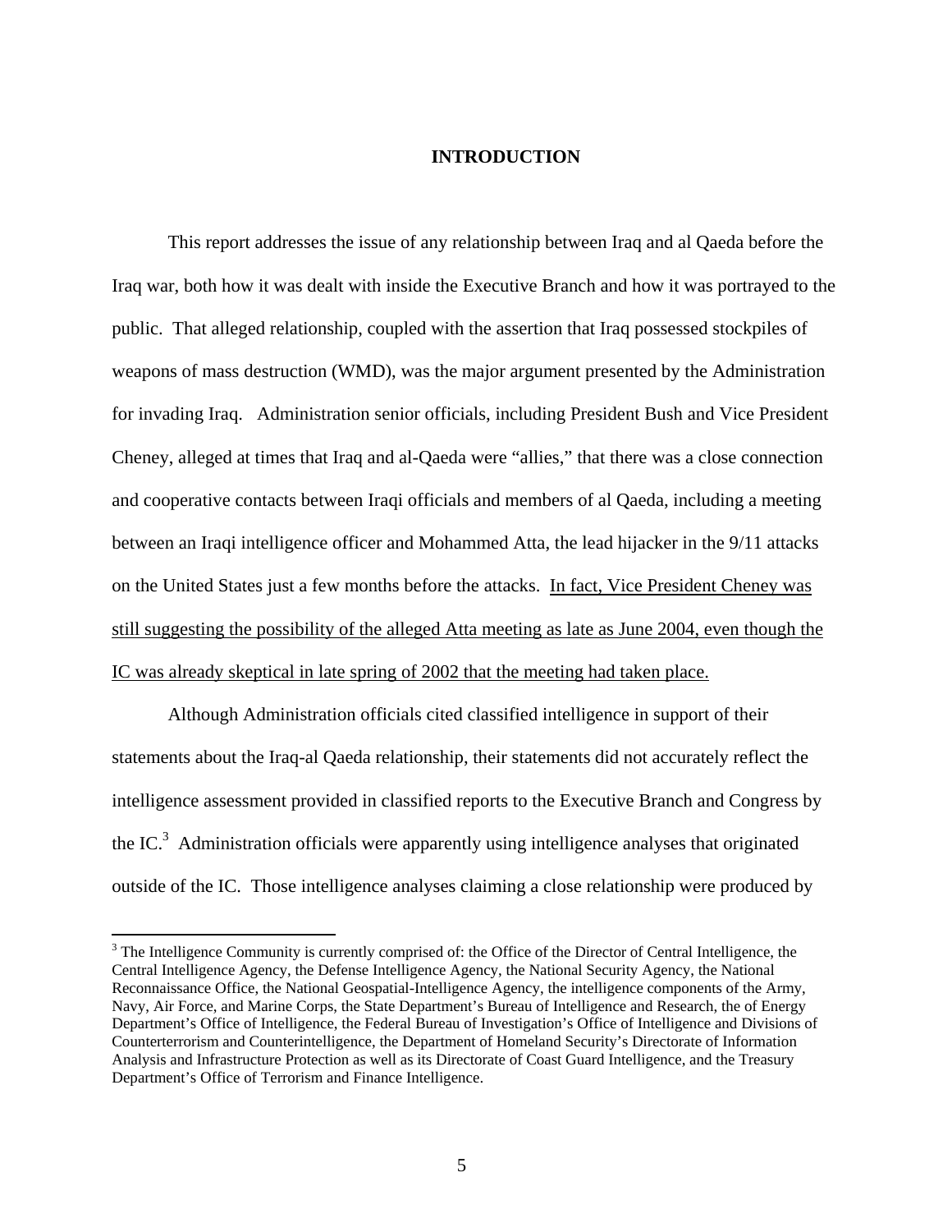## INTRODUCTION

This report addresses the issue of any relationship between Iraq and al Qaeda before the Iraq war, both how it was dealt with inside the Executive Branch and how it was portrayed to the public. That alleged relationship, coupled with the assertion that Iraq possessed stockpiles of weapons of mass destruction (WMD), was the major argument presented by the Administration for invading Iraq. Administration senior officials, including President Bush and Vice President Cheney, alleged at times that Iraq and al-Qaeda were "allies," that there was a close connection and cooperative contacts between Iraqi officials and members of al Qaeda, including a meeting between an Iraqi intelligence officer and Mohammed Atta, the lead hijacker in the 9/11 attacks on the United States just a few months before the attacks. <u>In fact, Vice President Cheney was still suggesting the possibility of the alleged Atta meeting as late as June 2004, even though the IC was already skeptical in late spring of 2002 that the meeting had taken place.</u>

Although Administration officials cited classified intelligence in support of their statements about the Iraq-al Qaeda relationship, their statements did not accurately reflect the intelligence assessment provided in classified reports to the Executive Branch and Congress by the IC.[3] Administration officials were apparently using intelligence analyses that originated outside of the IC. Those intelligence analyses claiming a close relationship were produced by

---

[3] The Intelligence Community is currently comprised of: the Office of the Director of Central Intelligence, the Central Intelligence Agency, the Defense Intelligence Agency, the National Security Agency, the National Reconnaissance Office, the National Geospatial-Intelligence Agency, the intelligence components of the Army, Navy, Air Force, and Marine Corps, the State Department's Bureau of Intelligence and Research, the of Energy Department's Office of Intelligence, the Federal Bureau of Investigation's Office of Intelligence and Divisions of Counterterrorism and Counterintelligence, the Department of Homeland Security's Directorate of Information Analysis and Infrastructure Protection as well as its Directorate of Coast Guard Intelligence, and the Treasury Department's Office of Terrorism and Finance Intelligence.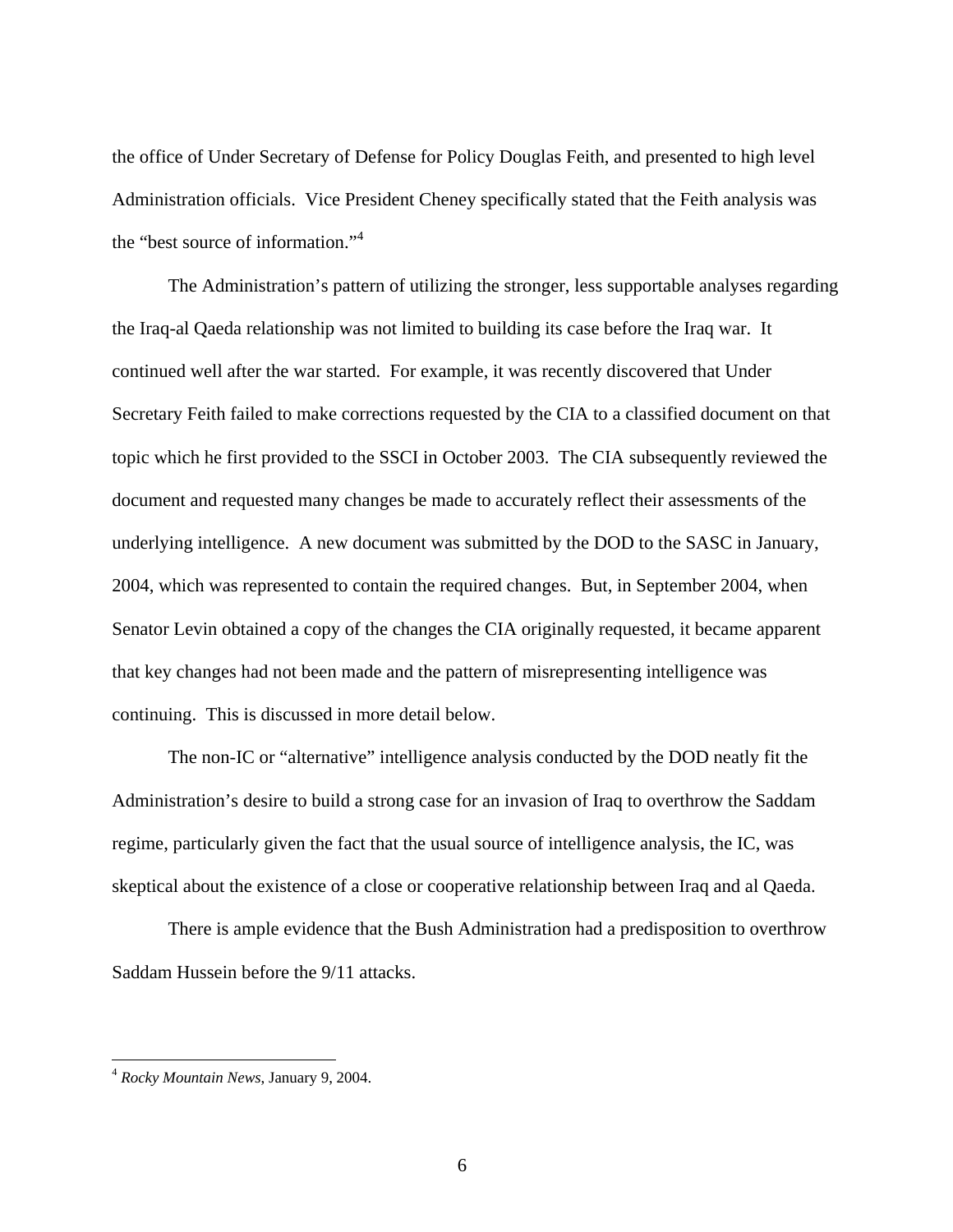the office of Under Secretary of Defense for Policy Douglas Feith, and presented to high level Administration officials. Vice President Cheney specifically stated that the Feith analysis was the "best source of information."[4]

The Administration's pattern of utilizing the stronger, less supportable analyses regarding the Iraq-al Qaeda relationship was not limited to building its case before the Iraq war. It continued well after the war started. For example, it was recently discovered that Under Secretary Feith failed to make corrections requested by the CIA to a classified document on that topic which he first provided to the SSCI in October 2003. The CIA subsequently reviewed the document and requested many changes be made to accurately reflect their assessments of the underlying intelligence. A new document was submitted by the DOD to the SASC in January, 2004, which was represented to contain the required changes. But, in September 2004, when Senator Levin obtained a copy of the changes the CIA originally requested, it became apparent that key changes had not been made and the pattern of misrepresenting intelligence was continuing. This is discussed in more detail below.

The non-IC or "alternative" intelligence analysis conducted by the DOD neatly fit the Administration's desire to build a strong case for an invasion of Iraq to overthrow the Saddam regime, particularly given the fact that the usual source of intelligence analysis, the IC, was skeptical about the existence of a close or cooperative relationship between Iraq and al Qaeda.

There is ample evidence that the Bush Administration had a predisposition to overthrow Saddam Hussein before the 9/11 attacks.

---

[4] *Rocky Mountain News*, January 9, 2004.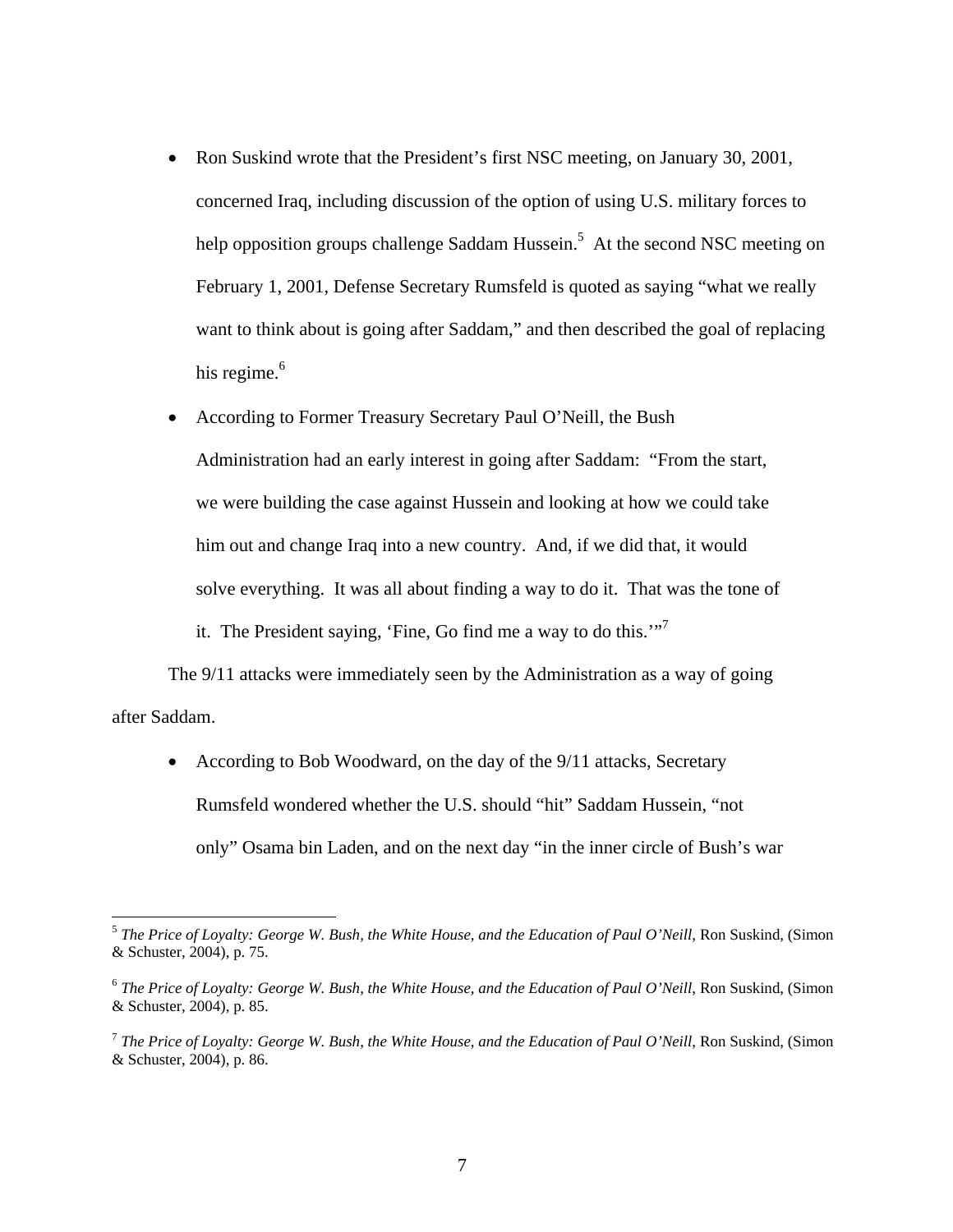- Ron Suskind wrote that the President's first NSC meeting, on January 30, 2001, concerned Iraq, including discussion of the option of using U.S. military forces to help opposition groups challenge Saddam Hussein.[5] At the second NSC meeting on February 1, 2001, Defense Secretary Rumsfeld is quoted as saying "what we really want to think about is going after Saddam," and then described the goal of replacing his regime.[6]

- According to Former Treasury Secretary Paul O'Neill, the Bush Administration had an early interest in going after Saddam: "From the start, we were building the case against Hussein and looking at how we could take him out and change Iraq into a new country. And, if we did that, it would solve everything. It was all about finding a way to do it. That was the tone of it. The President saying, 'Fine, Go find me a way to do this.'"[7]

The 9/11 attacks were immediately seen by the Administration as a way of going after Saddam.

- According to Bob Woodward, on the day of the 9/11 attacks, Secretary Rumsfeld wondered whether the U.S. should "hit" Saddam Hussein, "not only" Osama bin Laden, and on the next day "in the inner circle of Bush's war

---

[5] *The Price of Loyalty: George W. Bush, the White House, and the Education of Paul O'Neill*, Ron Suskind, (Simon & Schuster, 2004), p. 75.

[6] *The Price of Loyalty: George W. Bush, the White House, and the Education of Paul O'Neill*, Ron Suskind, (Simon & Schuster, 2004), p. 85.

[7] *The Price of Loyalty: George W. Bush, the White House, and the Education of Paul O'Neill*, Ron Suskind, (Simon & Schuster, 2004), p. 86.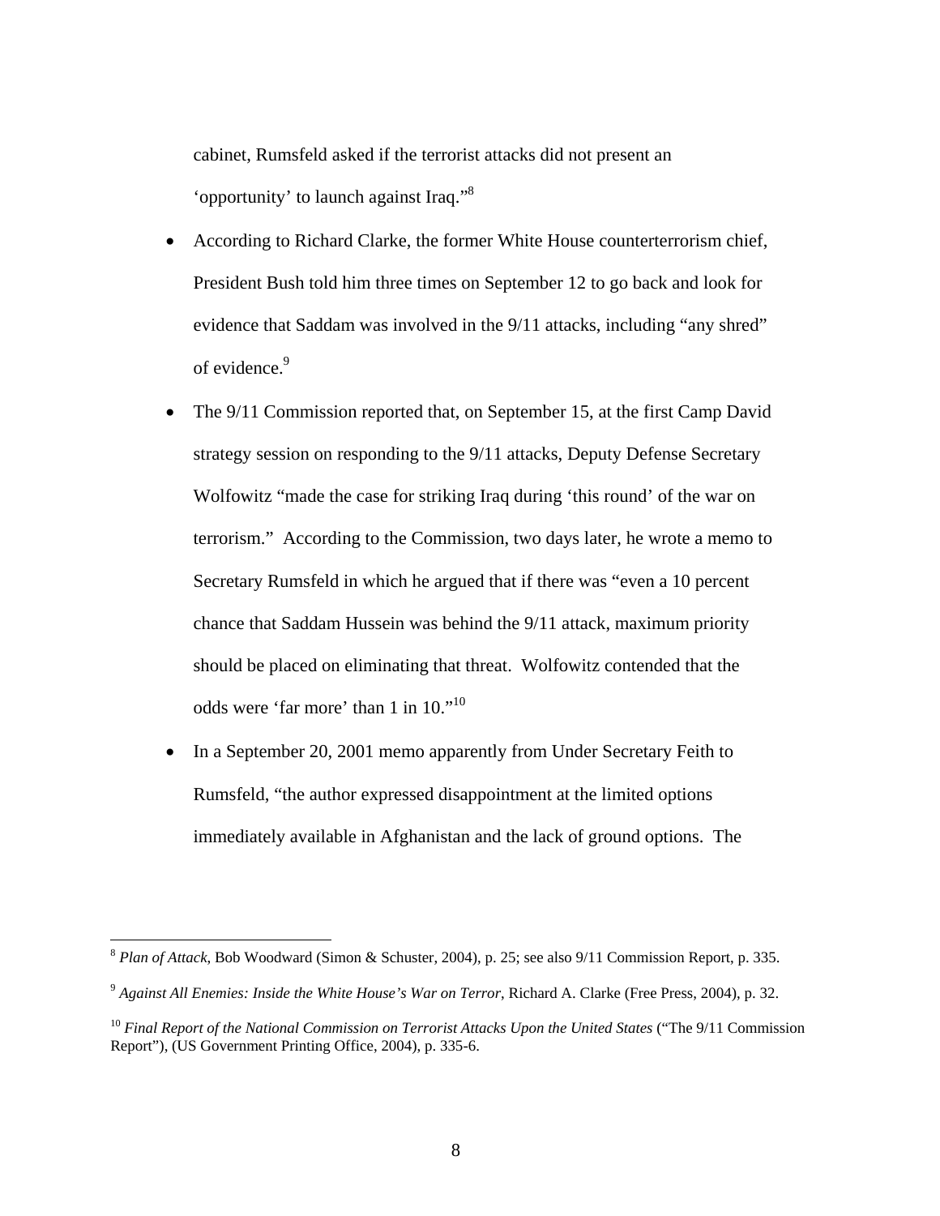cabinet, Rumsfeld asked if the terrorist attacks did not present an 'opportunity' to launch against Iraq."[8]

- According to Richard Clarke, the former White House counterterrorism chief, President Bush told him three times on September 12 to go back and look for evidence that Saddam was involved in the 9/11 attacks, including "any shred" of evidence.[9]
- The 9/11 Commission reported that, on September 15, at the first Camp David strategy session on responding to the 9/11 attacks, Deputy Defense Secretary Wolfowitz "made the case for striking Iraq during 'this round' of the war on terrorism." According to the Commission, two days later, he wrote a memo to Secretary Rumsfeld in which he argued that if there was "even a 10 percent chance that Saddam Hussein was behind the 9/11 attack, maximum priority should be placed on eliminating that threat. Wolfowitz contended that the odds were 'far more' than 1 in 10."[10]
- In a September 20, 2001 memo apparently from Under Secretary Feith to Rumsfeld, "the author expressed disappointment at the limited options immediately available in Afghanistan and the lack of ground options. The

---

[8] *Plan of Attack*, Bob Woodward (Simon & Schuster, 2004), p. 25; see also 9/11 Commission Report, p. 335.

[9] *Against All Enemies: Inside the White House's War on Terror*, Richard A. Clarke (Free Press, 2004), p. 32.

[10] *Final Report of the National Commission on Terrorist Attacks Upon the United States* ("The 9/11 Commission Report"), (US Government Printing Office, 2004), p. 335-6.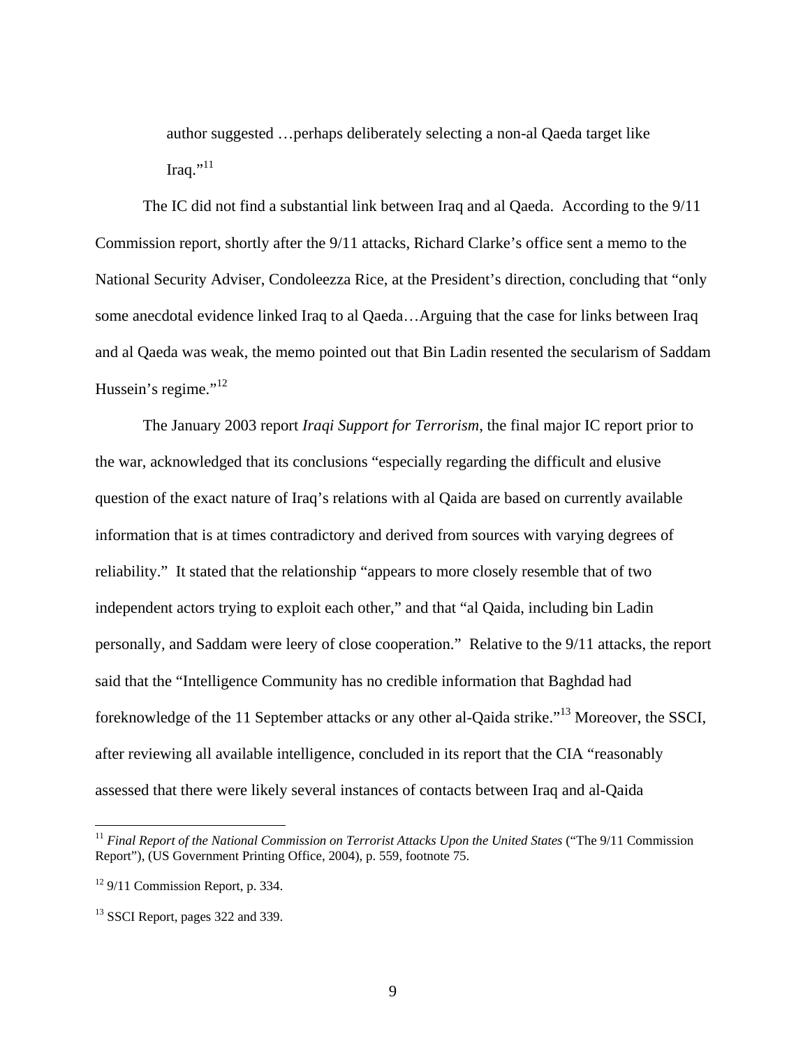author suggested …perhaps deliberately selecting a non-al Qaeda target like Iraq."[11]

The IC did not find a substantial link between Iraq and al Qaeda. According to the 9/11 Commission report, shortly after the 9/11 attacks, Richard Clarke's office sent a memo to the National Security Adviser, Condoleezza Rice, at the President's direction, concluding that "only some anecdotal evidence linked Iraq to al Qaeda…Arguing that the case for links between Iraq and al Qaeda was weak, the memo pointed out that Bin Ladin resented the secularism of Saddam Hussein's regime."[12]

The January 2003 report *Iraqi Support for Terrorism*, the final major IC report prior to the war, acknowledged that its conclusions "especially regarding the difficult and elusive question of the exact nature of Iraq's relations with al Qaida are based on currently available information that is at times contradictory and derived from sources with varying degrees of reliability." It stated that the relationship "appears to more closely resemble that of two independent actors trying to exploit each other," and that "al Qaida, including bin Ladin personally, and Saddam were leery of close cooperation." Relative to the 9/11 attacks, the report said that the "Intelligence Community has no credible information that Baghdad had foreknowledge of the 11 September attacks or any other al-Qaida strike."[13] Moreover, the SSCI, after reviewing all available intelligence, concluded in its report that the CIA "reasonably assessed that there were likely several instances of contacts between Iraq and al-Qaida

---

[11] *Final Report of the National Commission on Terrorist Attacks Upon the United States* ("The 9/11 Commission Report"), (US Government Printing Office, 2004), p. 559, footnote 75.

[12] 9/11 Commission Report, p. 334.

[13] SSCI Report, pages 322 and 339.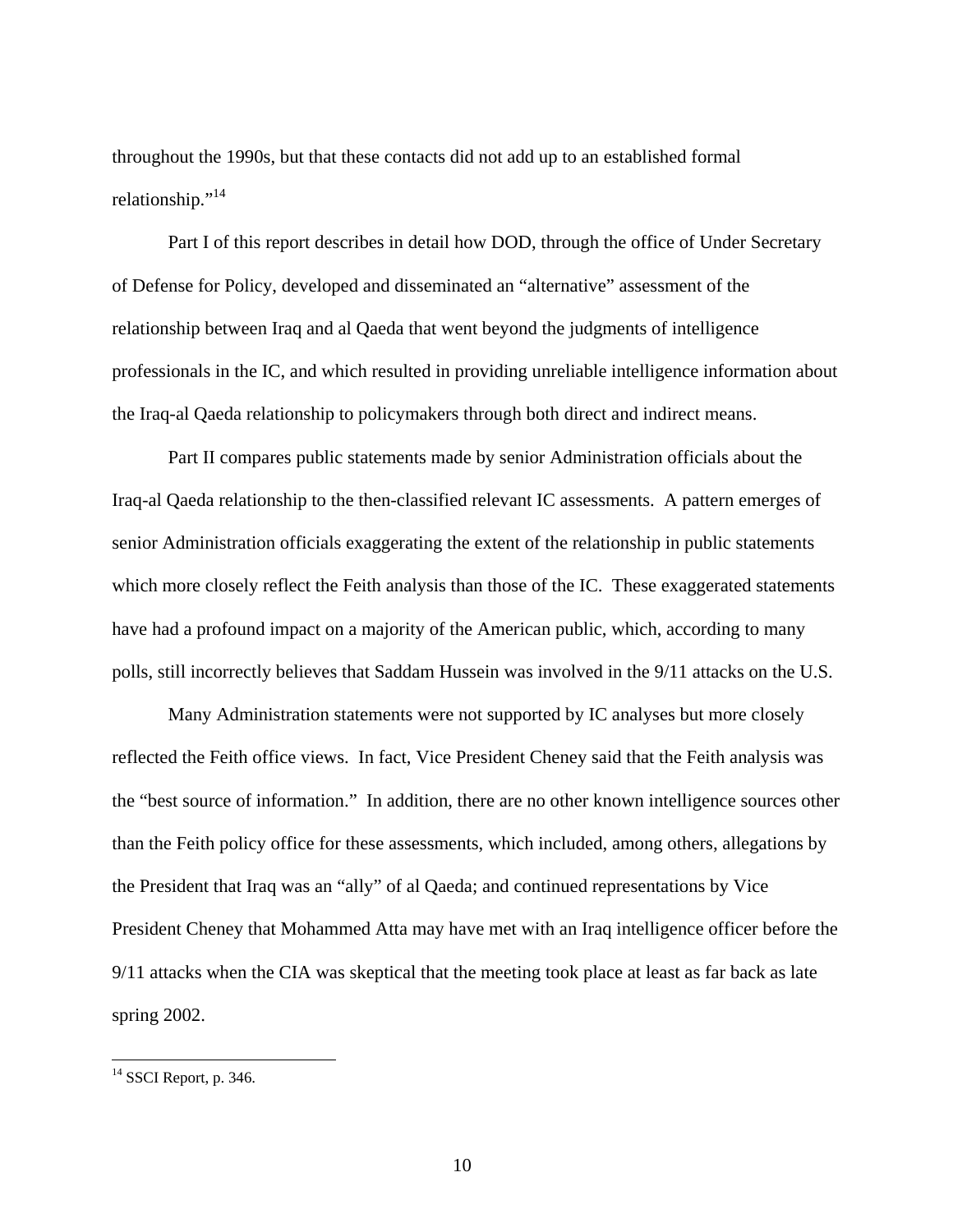throughout the 1990s, but that these contacts did not add up to an established formal relationship."[14]

Part I of this report describes in detail how DOD, through the office of Under Secretary of Defense for Policy, developed and disseminated an "alternative" assessment of the relationship between Iraq and al Qaeda that went beyond the judgments of intelligence professionals in the IC, and which resulted in providing unreliable intelligence information about the Iraq-al Qaeda relationship to policymakers through both direct and indirect means.

Part II compares public statements made by senior Administration officials about the Iraq-al Qaeda relationship to the then-classified relevant IC assessments. A pattern emerges of senior Administration officials exaggerating the extent of the relationship in public statements which more closely reflect the Feith analysis than those of the IC. These exaggerated statements have had a profound impact on a majority of the American public, which, according to many polls, still incorrectly believes that Saddam Hussein was involved in the 9/11 attacks on the U.S.

Many Administration statements were not supported by IC analyses but more closely reflected the Feith office views. In fact, Vice President Cheney said that the Feith analysis was the "best source of information." In addition, there are no other known intelligence sources other than the Feith policy office for these assessments, which included, among others, allegations by the President that Iraq was an "ally" of al Qaeda; and continued representations by Vice President Cheney that Mohammed Atta may have met with an Iraq intelligence officer before the 9/11 attacks when the CIA was skeptical that the meeting took place at least as far back as late spring 2002.

---

[14] SSCI Report, p. 346.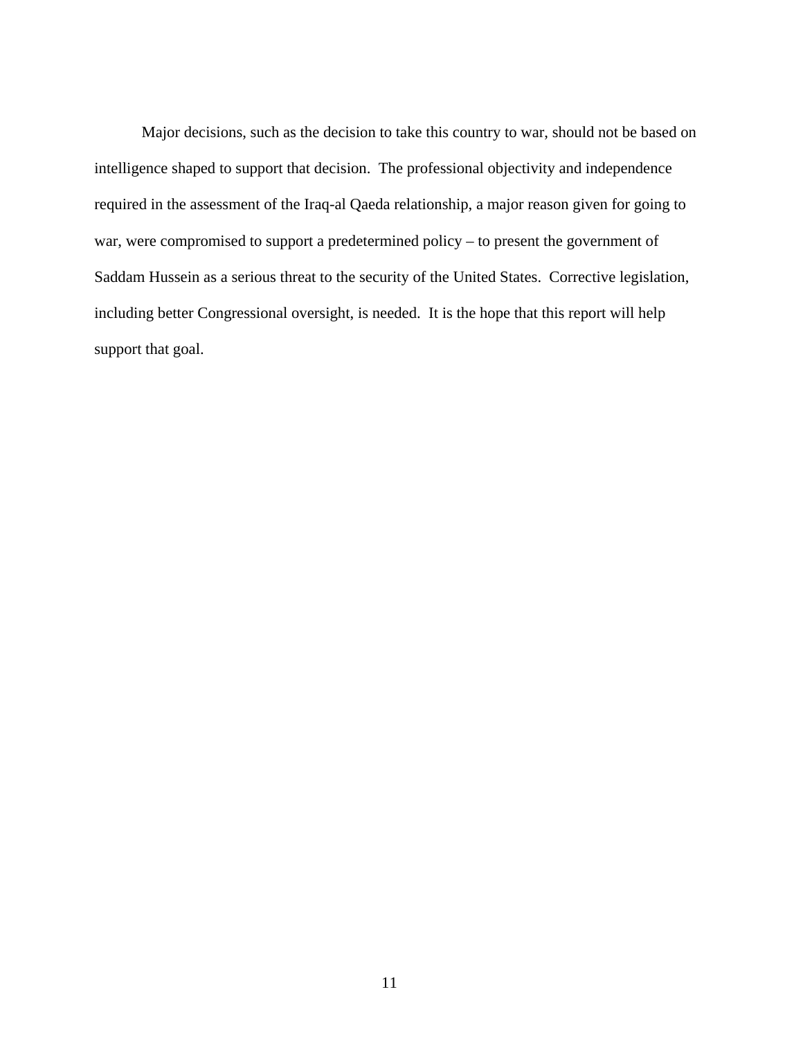Major decisions, such as the decision to take this country to war, should not be based on intelligence shaped to support that decision. The professional objectivity and independence required in the assessment of the Iraq-al Qaeda relationship, a major reason given for going to war, were compromised to support a predetermined policy – to present the government of Saddam Hussein as a serious threat to the security of the United States. Corrective legislation, including better Congressional oversight, is needed. It is the hope that this report will help support that goal.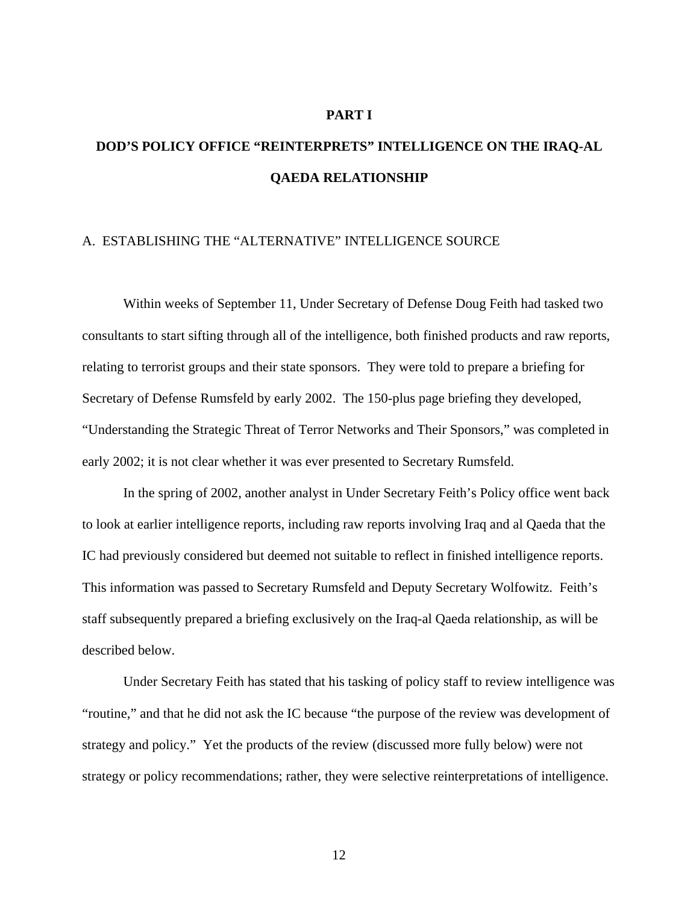# PART I

# DOD'S POLICY OFFICE "REINTERPRETS" INTELLIGENCE ON THE IRAQ-AL QAEDA RELATIONSHIP

## A. ESTABLISHING THE "ALTERNATIVE" INTELLIGENCE SOURCE

Within weeks of September 11, Under Secretary of Defense Doug Feith had tasked two consultants to start sifting through all of the intelligence, both finished products and raw reports, relating to terrorist groups and their state sponsors. They were told to prepare a briefing for Secretary of Defense Rumsfeld by early 2002. The 150-plus page briefing they developed, "Understanding the Strategic Threat of Terror Networks and Their Sponsors," was completed in early 2002; it is not clear whether it was ever presented to Secretary Rumsfeld.

In the spring of 2002, another analyst in Under Secretary Feith's Policy office went back to look at earlier intelligence reports, including raw reports involving Iraq and al Qaeda that the IC had previously considered but deemed not suitable to reflect in finished intelligence reports. This information was passed to Secretary Rumsfeld and Deputy Secretary Wolfowitz. Feith's staff subsequently prepared a briefing exclusively on the Iraq-al Qaeda relationship, as will be described below.

Under Secretary Feith has stated that his tasking of policy staff to review intelligence was "routine," and that he did not ask the IC because "the purpose of the review was development of strategy and policy." Yet the products of the review (discussed more fully below) were not strategy or policy recommendations; rather, they were selective reinterpretations of intelligence.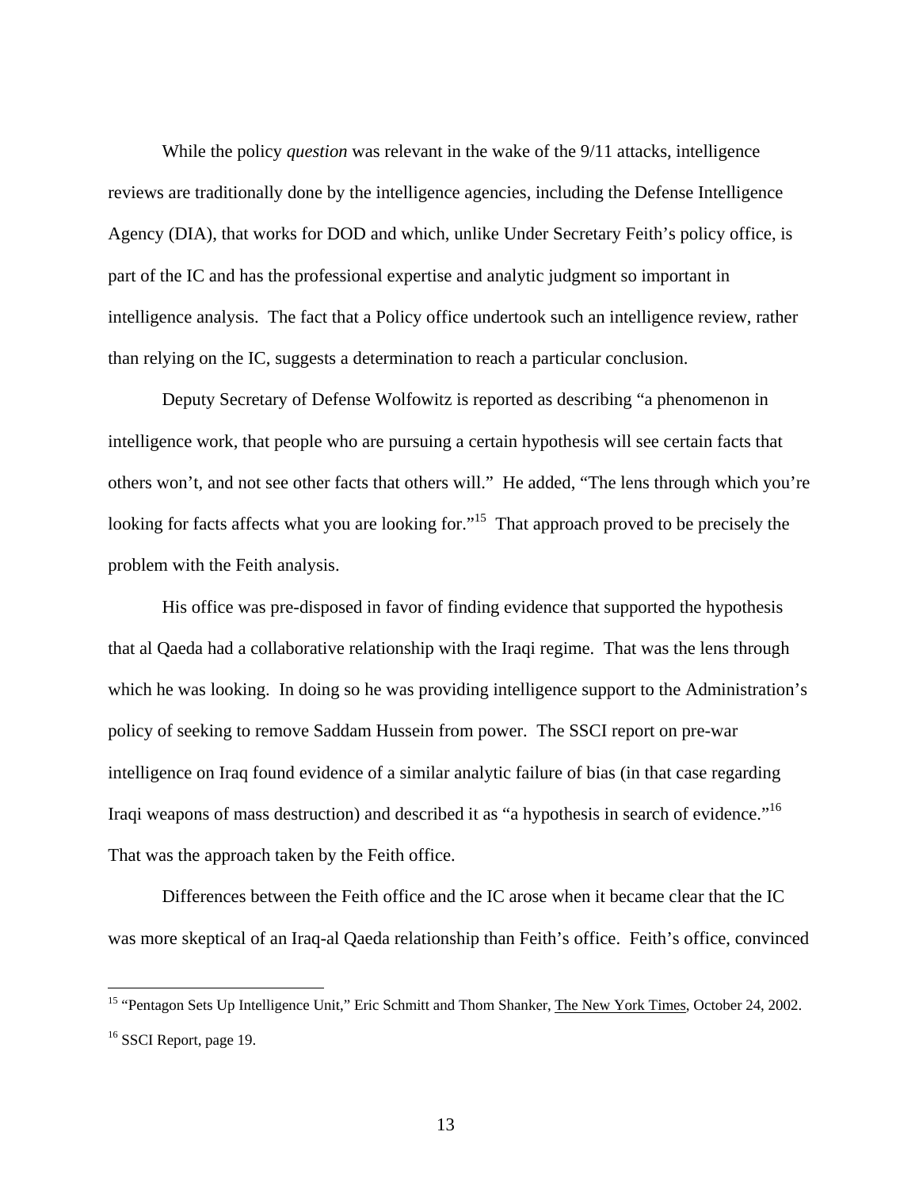While the policy *question* was relevant in the wake of the 9/11 attacks, intelligence reviews are traditionally done by the intelligence agencies, including the Defense Intelligence Agency (DIA), that works for DOD and which, unlike Under Secretary Feith's policy office, is part of the IC and has the professional expertise and analytic judgment so important in intelligence analysis. The fact that a Policy office undertook such an intelligence review, rather than relying on the IC, suggests a determination to reach a particular conclusion.

Deputy Secretary of Defense Wolfowitz is reported as describing "a phenomenon in intelligence work, that people who are pursuing a certain hypothesis will see certain facts that others won't, and not see other facts that others will." He added, "The lens through which you're looking for facts affects what you are looking for."[15] That approach proved to be precisely the problem with the Feith analysis.

His office was pre-disposed in favor of finding evidence that supported the hypothesis that al Qaeda had a collaborative relationship with the Iraqi regime. That was the lens through which he was looking. In doing so he was providing intelligence support to the Administration's policy of seeking to remove Saddam Hussein from power. The SSCI report on pre-war intelligence on Iraq found evidence of a similar analytic failure of bias (in that case regarding Iraqi weapons of mass destruction) and described it as "a hypothesis in search of evidence."[16] That was the approach taken by the Feith office.

Differences between the Feith office and the IC arose when it became clear that the IC was more skeptical of an Iraq-al Qaeda relationship than Feith's office. Feith's office, convinced

---

[15] "Pentagon Sets Up Intelligence Unit," Eric Schmitt and Thom Shanker, The New York Times, October 24, 2002.

[16] SSCI Report, page 19.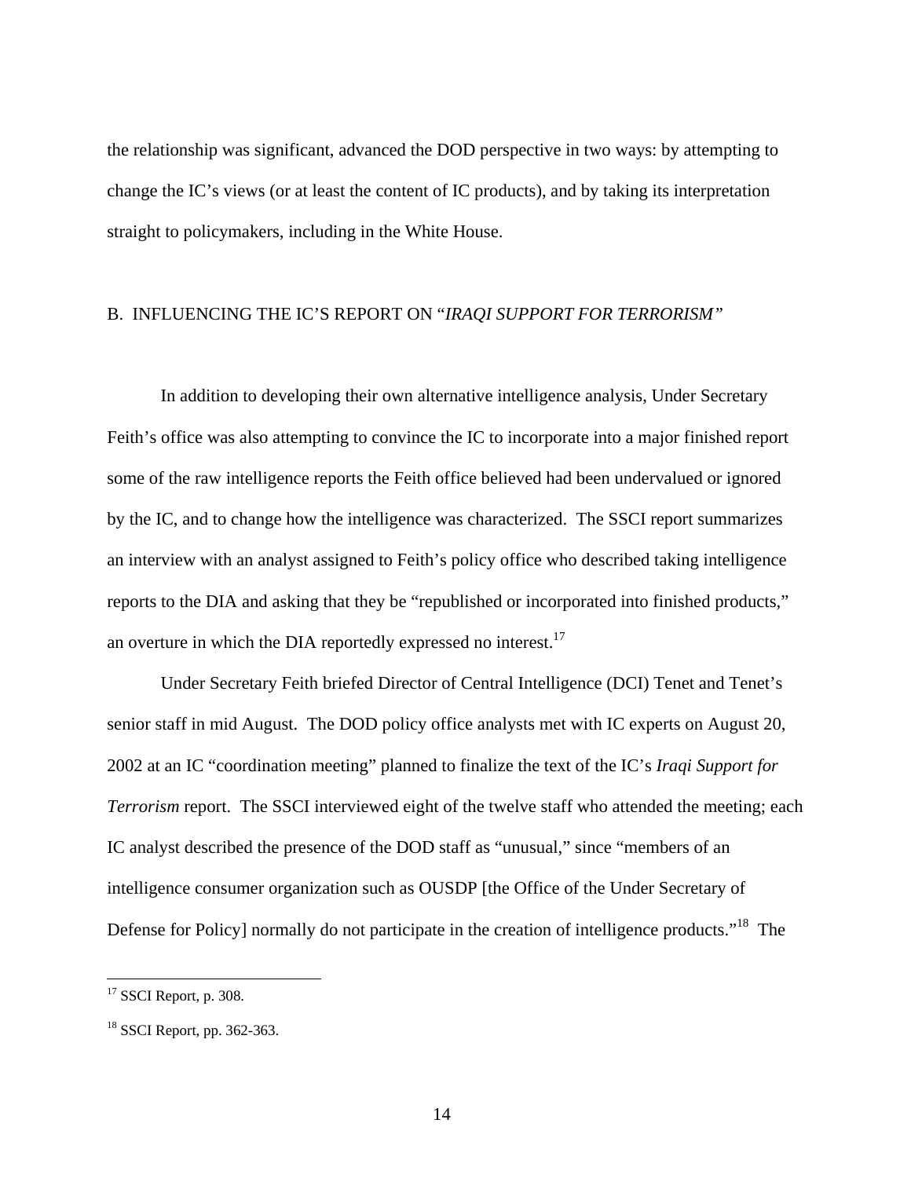the relationship was significant, advanced the DOD perspective in two ways: by attempting to change the IC's views (or at least the content of IC products), and by taking its interpretation straight to policymakers, including in the White House.

## B. INFLUENCING THE IC'S REPORT ON "*IRAQI SUPPORT FOR TERRORISM*"

In addition to developing their own alternative intelligence analysis, Under Secretary Feith's office was also attempting to convince the IC to incorporate into a major finished report some of the raw intelligence reports the Feith office believed had been undervalued or ignored by the IC, and to change how the intelligence was characterized. The SSCI report summarizes an interview with an analyst assigned to Feith's policy office who described taking intelligence reports to the DIA and asking that they be "republished or incorporated into finished products," an overture in which the DIA reportedly expressed no interest.[17]

Under Secretary Feith briefed Director of Central Intelligence (DCI) Tenet and Tenet's senior staff in mid August. The DOD policy office analysts met with IC experts on August 20, 2002 at an IC "coordination meeting" planned to finalize the text of the IC's *Iraqi Support for Terrorism* report. The SSCI interviewed eight of the twelve staff who attended the meeting; each IC analyst described the presence of the DOD staff as "unusual," since "members of an intelligence consumer organization such as OUSDP [the Office of the Under Secretary of Defense for Policy] normally do not participate in the creation of intelligence products."[18] The

---

[17] SSCI Report, p. 308.

[18] SSCI Report, pp. 362-363.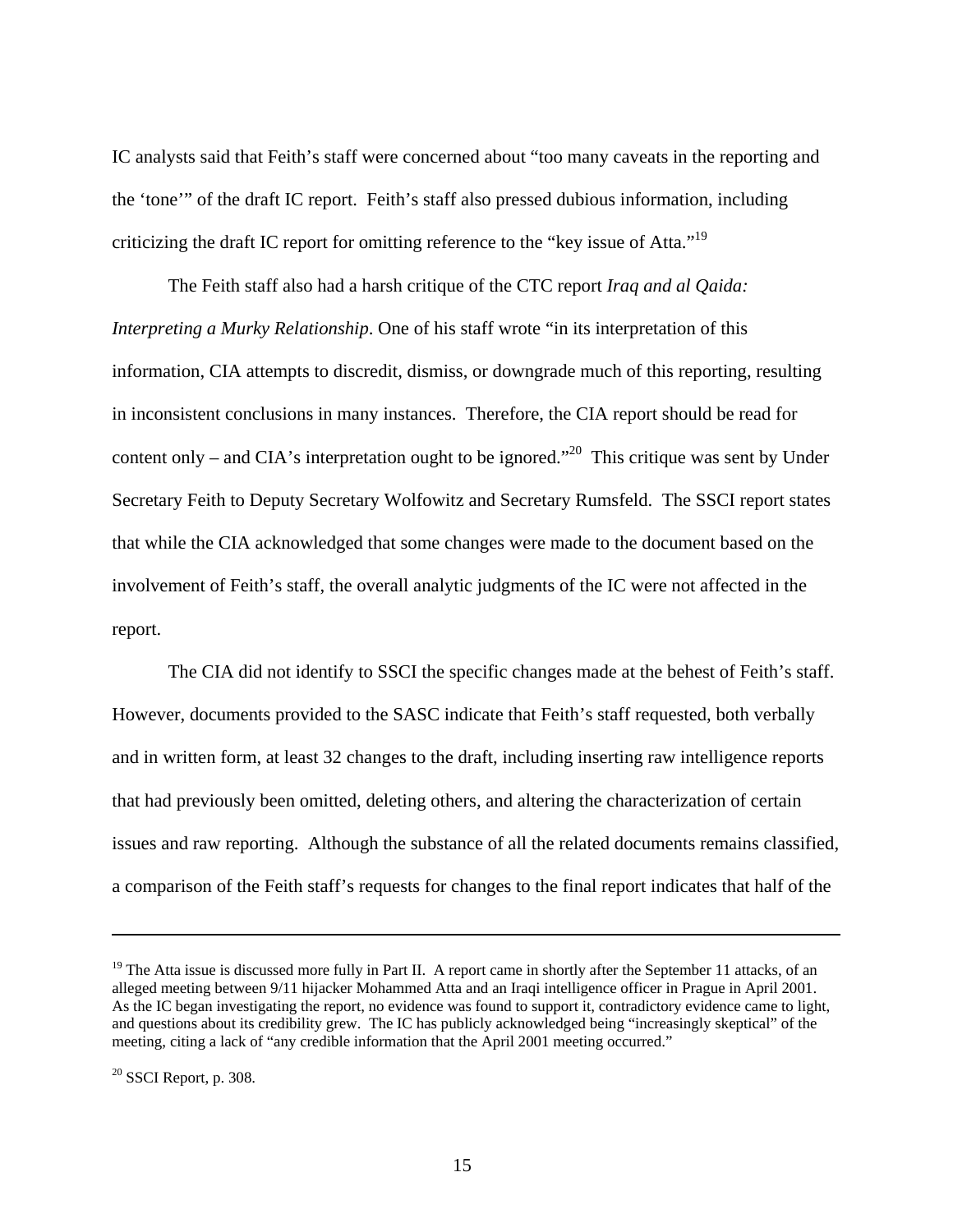IC analysts said that Feith's staff were concerned about "too many caveats in the reporting and the 'tone'" of the draft IC report. Feith's staff also pressed dubious information, including criticizing the draft IC report for omitting reference to the "key issue of Atta."[19]

The Feith staff also had a harsh critique of the CTC report *Iraq and al Qaida: Interpreting a Murky Relationship*. One of his staff wrote "in its interpretation of this information, CIA attempts to discredit, dismiss, or downgrade much of this reporting, resulting in inconsistent conclusions in many instances. Therefore, the CIA report should be read for content only – and CIA's interpretation ought to be ignored."[20] This critique was sent by Under Secretary Feith to Deputy Secretary Wolfowitz and Secretary Rumsfeld. The SSCI report states that while the CIA acknowledged that some changes were made to the document based on the involvement of Feith's staff, the overall analytic judgments of the IC were not affected in the report.

The CIA did not identify to SSCI the specific changes made at the behest of Feith's staff. However, documents provided to the SASC indicate that Feith's staff requested, both verbally and in written form, at least 32 changes to the draft, including inserting raw intelligence reports that had previously been omitted, deleting others, and altering the characterization of certain issues and raw reporting. Although the substance of all the related documents remains classified, a comparison of the Feith staff's requests for changes to the final report indicates that half of the

---

[19] The Atta issue is discussed more fully in Part II. A report came in shortly after the September 11 attacks, of an alleged meeting between 9/11 hijacker Mohammed Atta and an Iraqi intelligence officer in Prague in April 2001. As the IC began investigating the report, no evidence was found to support it, contradictory evidence came to light, and questions about its credibility grew. The IC has publicly acknowledged being "increasingly skeptical" of the meeting, citing a lack of "any credible information that the April 2001 meeting occurred."

[20] SSCI Report, p. 308.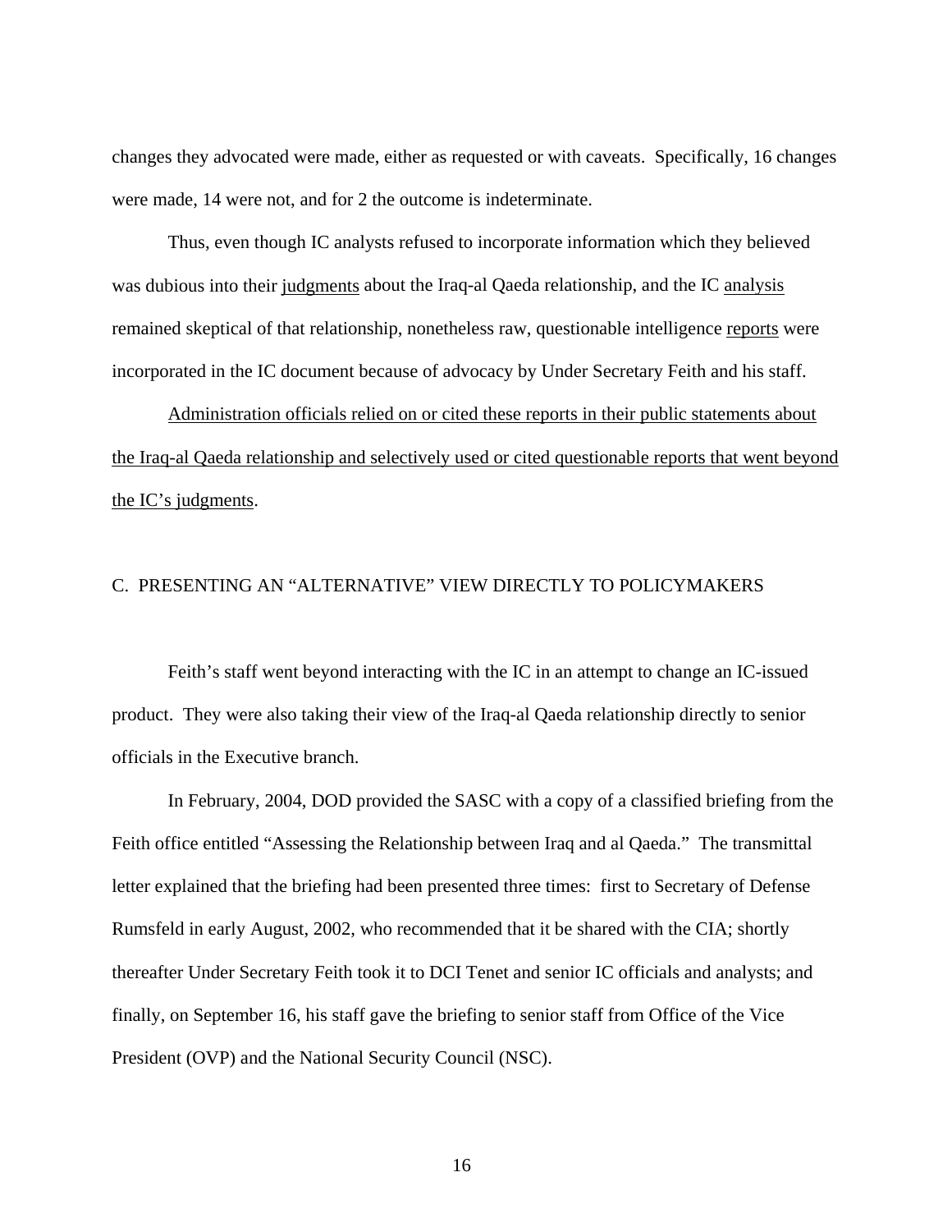changes they advocated were made, either as requested or with caveats. Specifically, 16 changes were made, 14 were not, and for 2 the outcome is indeterminate.

Thus, even though IC analysts refused to incorporate information which they believed was dubious into their <u>judgments</u> about the Iraq-al Qaeda relationship, and the IC <u>analysis</u> remained skeptical of that relationship, nonetheless raw, questionable intelligence <u>reports</u> were incorporated in the IC document because of advocacy by Under Secretary Feith and his staff.

<u>Administration officials relied on or cited these reports in their public statements about the Iraq-al Qaeda relationship and selectively used or cited questionable reports that went beyond the IC's judgments</u>.

## C. PRESENTING AN "ALTERNATIVE" VIEW DIRECTLY TO POLICYMAKERS

Feith's staff went beyond interacting with the IC in an attempt to change an IC-issued product. They were also taking their view of the Iraq-al Qaeda relationship directly to senior officials in the Executive branch.

In February, 2004, DOD provided the SASC with a copy of a classified briefing from the Feith office entitled "Assessing the Relationship between Iraq and al Qaeda." The transmittal letter explained that the briefing had been presented three times: first to Secretary of Defense Rumsfeld in early August, 2002, who recommended that it be shared with the CIA; shortly thereafter Under Secretary Feith took it to DCI Tenet and senior IC officials and analysts; and finally, on September 16, his staff gave the briefing to senior staff from Office of the Vice President (OVP) and the National Security Council (NSC).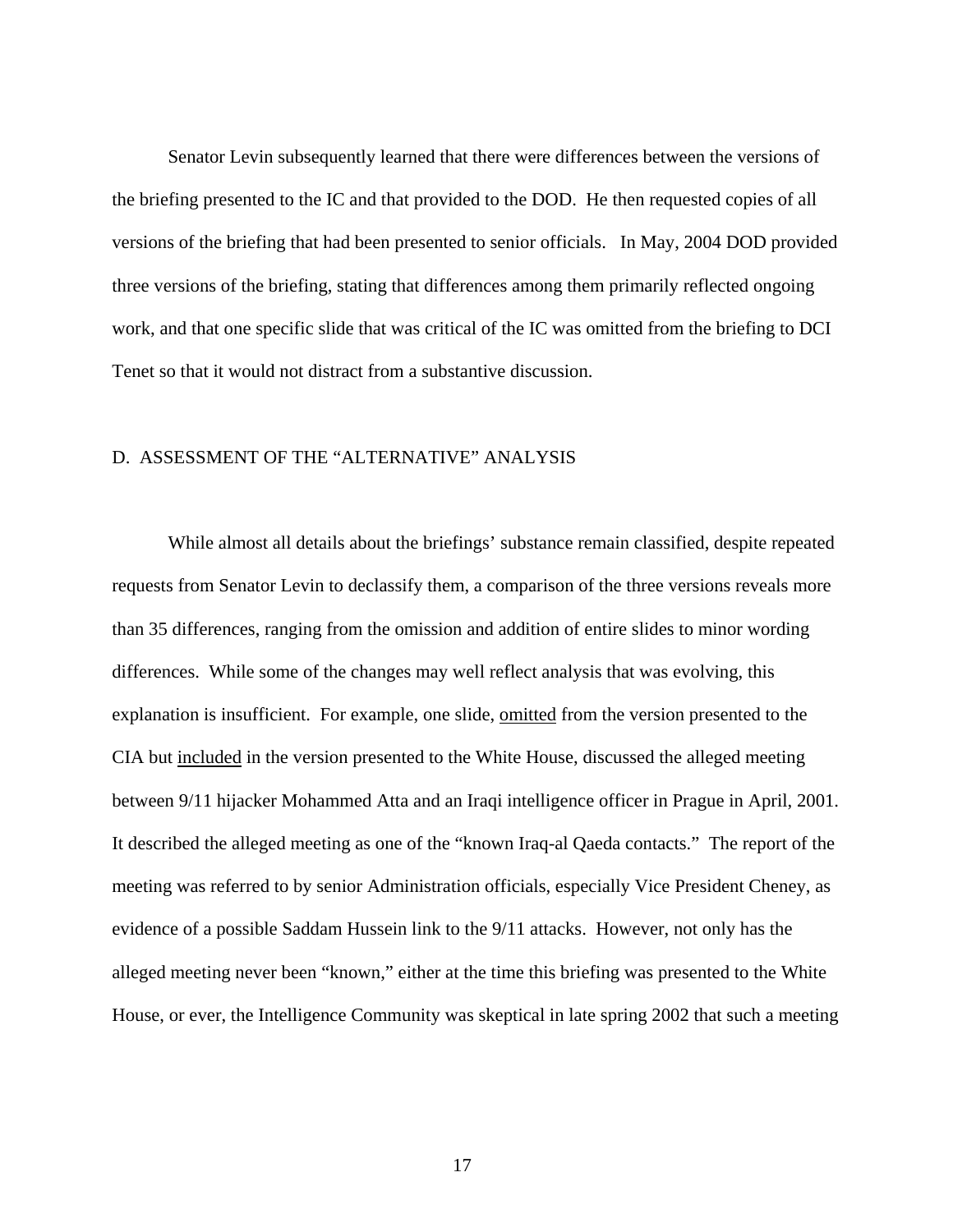Senator Levin subsequently learned that there were differences between the versions of the briefing presented to the IC and that provided to the DOD. He then requested copies of all versions of the briefing that had been presented to senior officials. In May, 2004 DOD provided three versions of the briefing, stating that differences among them primarily reflected ongoing work, and that one specific slide that was critical of the IC was omitted from the briefing to DCI Tenet so that it would not distract from a substantive discussion.

## D. ASSESSMENT OF THE "ALTERNATIVE" ANALYSIS

While almost all details about the briefings' substance remain classified, despite repeated requests from Senator Levin to declassify them, a comparison of the three versions reveals more than 35 differences, ranging from the omission and addition of entire slides to minor wording differences. While some of the changes may well reflect analysis that was evolving, this explanation is insufficient. For example, one slide, <u>omitted</u> from the version presented to the CIA but <u>included</u> in the version presented to the White House, discussed the alleged meeting between 9/11 hijacker Mohammed Atta and an Iraqi intelligence officer in Prague in April, 2001. It described the alleged meeting as one of the "known Iraq-al Qaeda contacts." The report of the meeting was referred to by senior Administration officials, especially Vice President Cheney, as evidence of a possible Saddam Hussein link to the 9/11 attacks. However, not only has the alleged meeting never been "known," either at the time this briefing was presented to the White House, or ever, the Intelligence Community was skeptical in late spring 2002 that such a meeting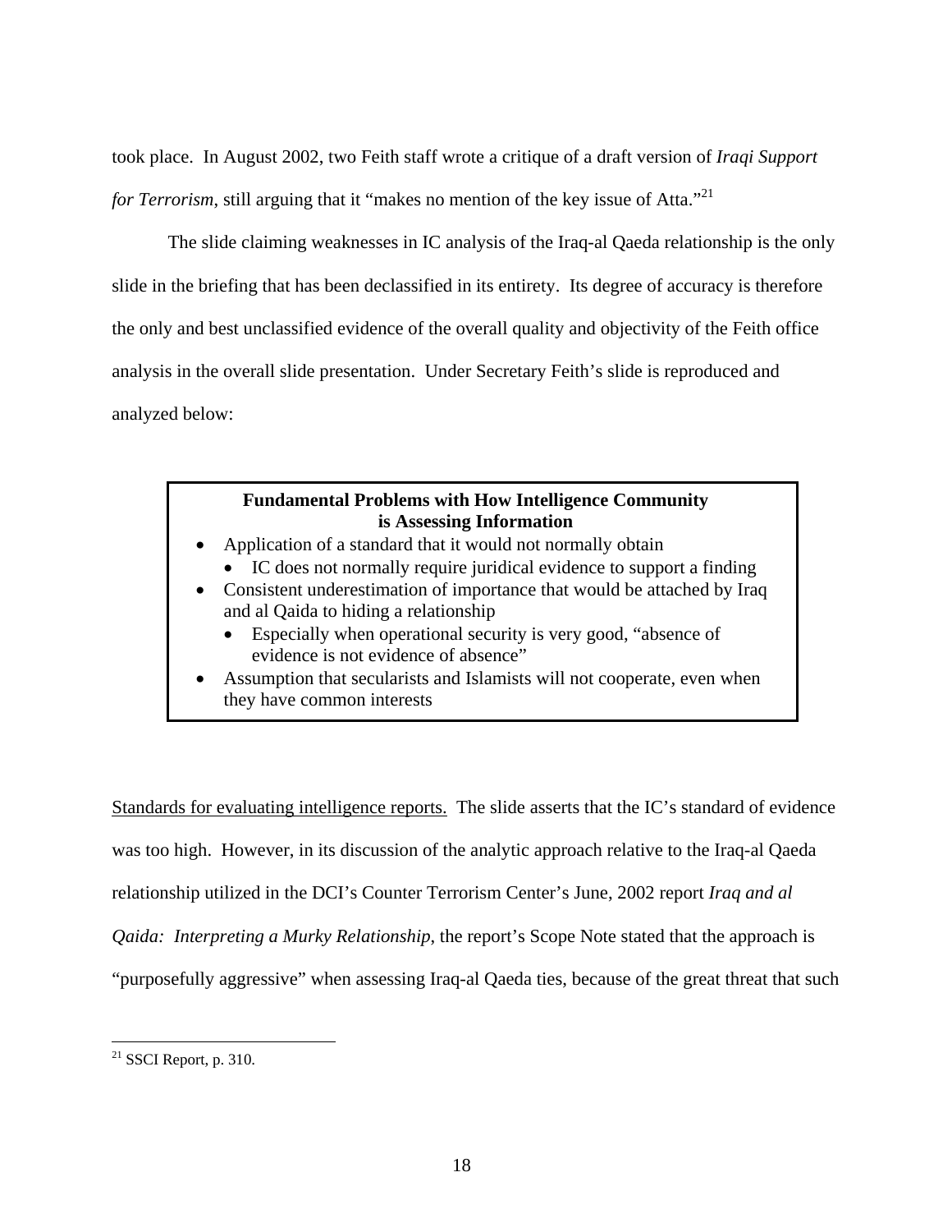took place. In August 2002, two Feith staff wrote a critique of a draft version of *Iraqi Support for Terrorism*, still arguing that it "makes no mention of the key issue of Atta."[21]

The slide claiming weaknesses in IC analysis of the Iraq-al Qaeda relationship is the only slide in the briefing that has been declassified in its entirety. Its degree of accuracy is therefore the only and best unclassified evidence of the overall quality and objectivity of the Feith office analysis in the overall slide presentation. Under Secretary Feith's slide is reproduced and analyzed below:

> **Fundamental Problems with How Intelligence Community is Assessing Information**
>
> - Application of a standard that it would not normally obtain
>   - IC does not normally require juridical evidence to support a finding
> - Consistent underestimation of importance that would be attached by Iraq and al Qaida to hiding a relationship
>   - Especially when operational security is very good, "absence of evidence is not evidence of absence"
> - Assumption that secularists and Islamists will not cooperate, even when they have common interests

<u>Standards for evaluating intelligence reports.</u> The slide asserts that the IC's standard of evidence was too high. However, in its discussion of the analytic approach relative to the Iraq-al Qaeda relationship utilized in the DCI's Counter Terrorism Center's June, 2002 report *Iraq and al Qaida: Interpreting a Murky Relationship*, the report's Scope Note stated that the approach is "purposefully aggressive" when assessing Iraq-al Qaeda ties, because of the great threat that such

[21] SSCI Report, p. 310.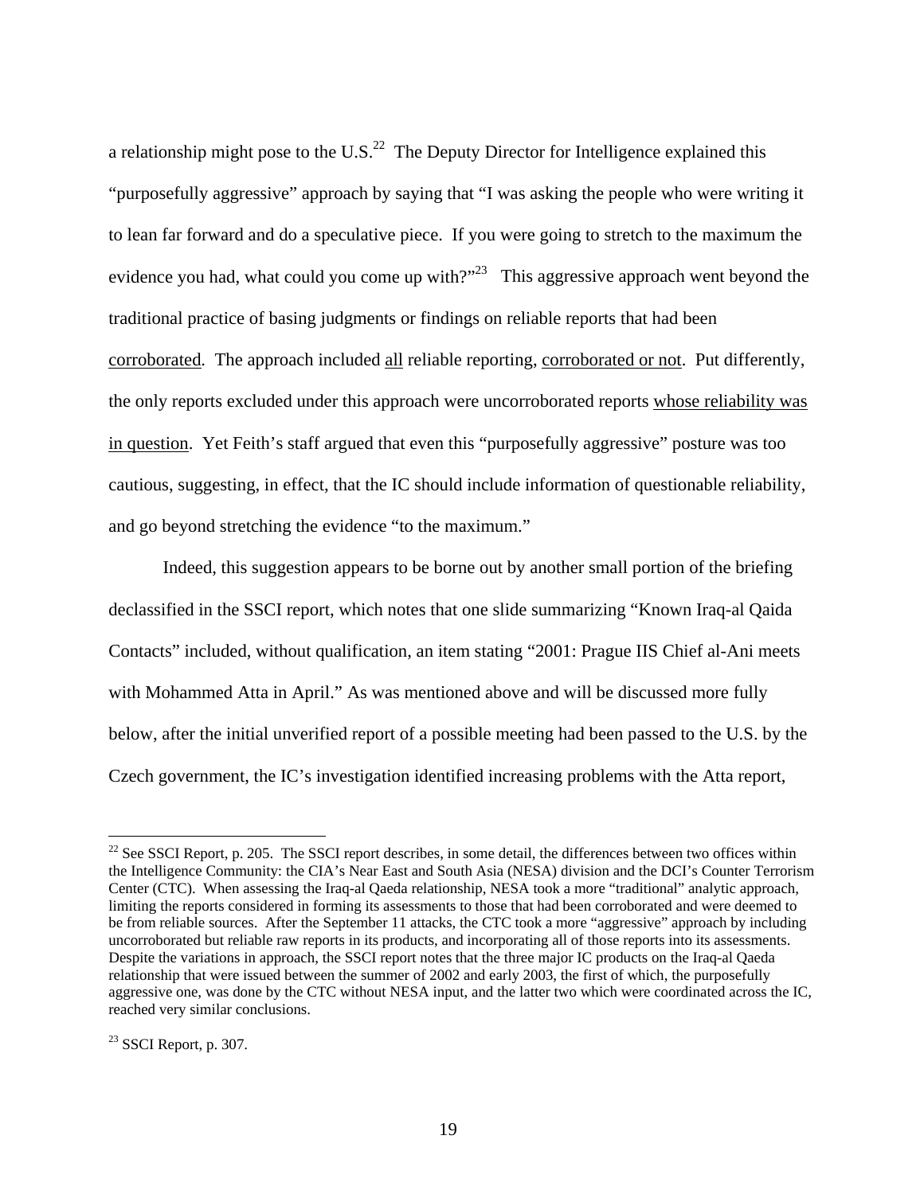a relationship might pose to the U.S.[22] The Deputy Director for Intelligence explained this "purposefully aggressive" approach by saying that "I was asking the people who were writing it to lean far forward and do a speculative piece. If you were going to stretch to the maximum the evidence you had, what could you come up with?"[23] This aggressive approach went beyond the traditional practice of basing judgments or findings on reliable reports that had been <u>corroborated</u>. The approach included <u>all</u> reliable reporting, <u>corroborated or not</u>. Put differently, the only reports excluded under this approach were uncorroborated reports <u>whose reliability was in question</u>. Yet Feith's staff argued that even this "purposefully aggressive" posture was too cautious, suggesting, in effect, that the IC should include information of questionable reliability, and go beyond stretching the evidence "to the maximum."

Indeed, this suggestion appears to be borne out by another small portion of the briefing declassified in the SSCI report, which notes that one slide summarizing "Known Iraq-al Qaida Contacts" included, without qualification, an item stating "2001: Prague IIS Chief al-Ani meets with Mohammed Atta in April." As was mentioned above and will be discussed more fully below, after the initial unverified report of a possible meeting had been passed to the U.S. by the Czech government, the IC's investigation identified increasing problems with the Atta report,

---

[22] See SSCI Report, p. 205. The SSCI report describes, in some detail, the differences between two offices within the Intelligence Community: the CIA's Near East and South Asia (NESA) division and the DCI's Counter Terrorism Center (CTC). When assessing the Iraq-al Qaeda relationship, NESA took a more "traditional" analytic approach, limiting the reports considered in forming its assessments to those that had been corroborated and were deemed to be from reliable sources. After the September 11 attacks, the CTC took a more "aggressive" approach by including uncorroborated but reliable raw reports in its products, and incorporating all of those reports into its assessments. Despite the variations in approach, the SSCI report notes that the three major IC products on the Iraq-al Qaeda relationship that were issued between the summer of 2002 and early 2003, the first of which, the purposefully aggressive one, was done by the CTC without NESA input, and the latter two which were coordinated across the IC, reached very similar conclusions.

[23] SSCI Report, p. 307.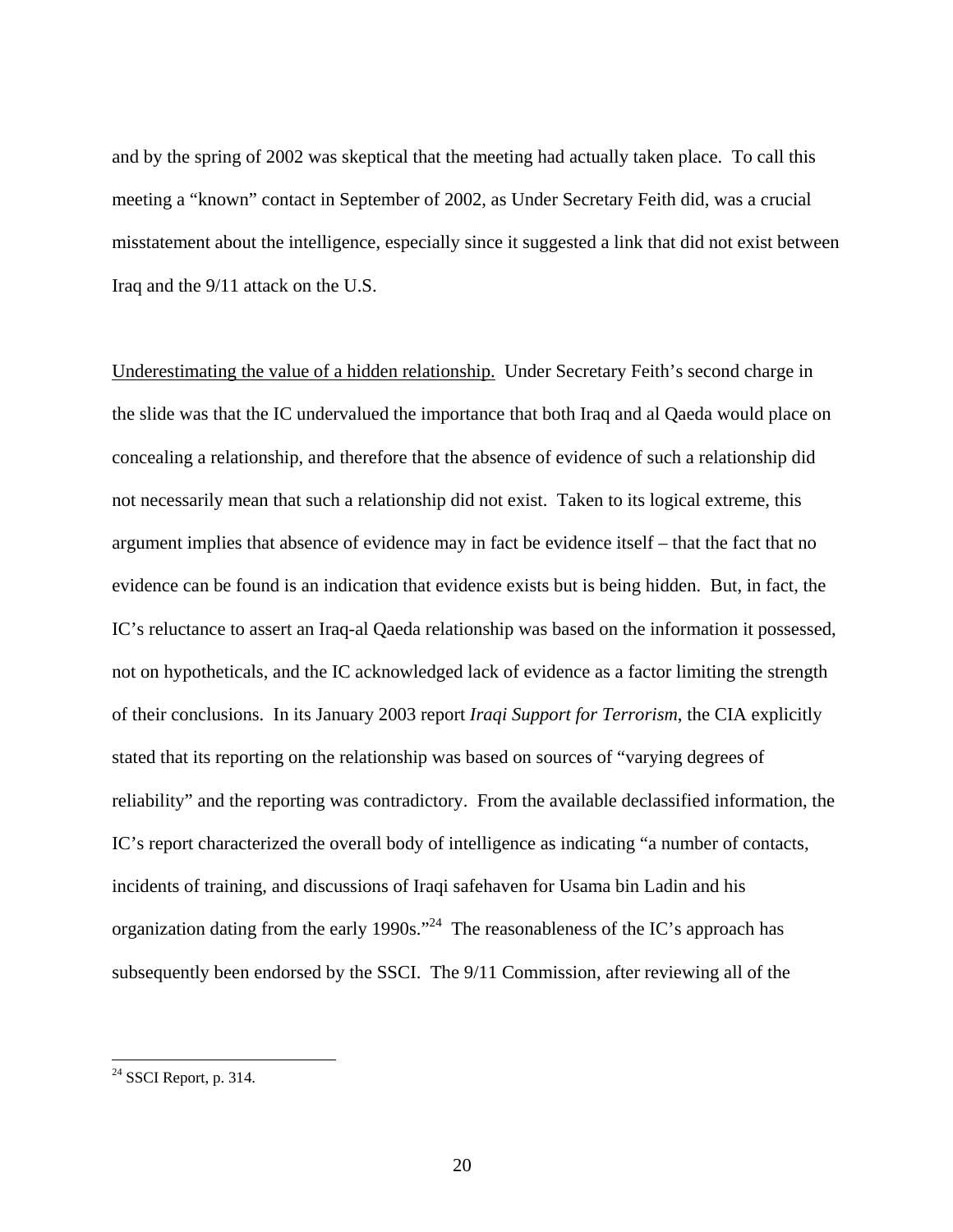and by the spring of 2002 was skeptical that the meeting had actually taken place. To call this meeting a "known" contact in September of 2002, as Under Secretary Feith did, was a crucial misstatement about the intelligence, especially since it suggested a link that did not exist between Iraq and the 9/11 attack on the U.S.

<u>Underestimating the value of a hidden relationship.</u> Under Secretary Feith's second charge in the slide was that the IC undervalued the importance that both Iraq and al Qaeda would place on concealing a relationship, and therefore that the absence of evidence of such a relationship did not necessarily mean that such a relationship did not exist. Taken to its logical extreme, this argument implies that absence of evidence may in fact be evidence itself – that the fact that no evidence can be found is an indication that evidence exists but is being hidden. But, in fact, the IC's reluctance to assert an Iraq-al Qaeda relationship was based on the information it possessed, not on hypotheticals, and the IC acknowledged lack of evidence as a factor limiting the strength of their conclusions. In its January 2003 report *Iraqi Support for Terrorism*, the CIA explicitly stated that its reporting on the relationship was based on sources of "varying degrees of reliability" and the reporting was contradictory. From the available declassified information, the IC's report characterized the overall body of intelligence as indicating "a number of contacts, incidents of training, and discussions of Iraqi safehaven for Usama bin Ladin and his organization dating from the early 1990s."[24] The reasonableness of the IC's approach has subsequently been endorsed by the SSCI. The 9/11 Commission, after reviewing all of the

---

[24] SSCI Report, p. 314.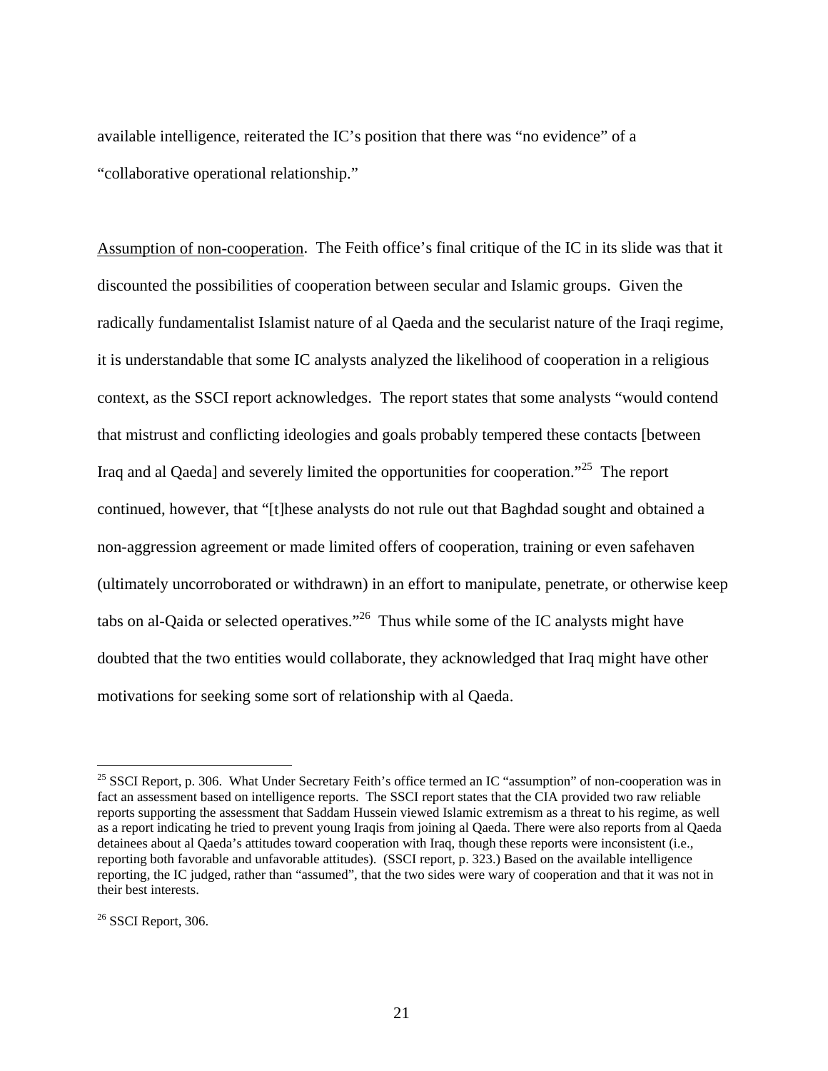available intelligence, reiterated the IC's position that there was "no evidence" of a "collaborative operational relationship."

Assumption of non-cooperation. The Feith office's final critique of the IC in its slide was that it discounted the possibilities of cooperation between secular and Islamic groups. Given the radically fundamentalist Islamist nature of al Qaeda and the secularist nature of the Iraqi regime, it is understandable that some IC analysts analyzed the likelihood of cooperation in a religious context, as the SSCI report acknowledges. The report states that some analysts "would contend that mistrust and conflicting ideologies and goals probably tempered these contacts [between Iraq and al Qaeda] and severely limited the opportunities for cooperation."[25] The report continued, however, that "[t]hese analysts do not rule out that Baghdad sought and obtained a non-aggression agreement or made limited offers of cooperation, training or even safehaven (ultimately uncorroborated or withdrawn) in an effort to manipulate, penetrate, or otherwise keep tabs on al-Qaida or selected operatives."[26] Thus while some of the IC analysts might have doubted that the two entities would collaborate, they acknowledged that Iraq might have other motivations for seeking some sort of relationship with al Qaeda.

---

[25] SSCI Report, p. 306. What Under Secretary Feith's office termed an IC "assumption" of non-cooperation was in fact an assessment based on intelligence reports. The SSCI report states that the CIA provided two raw reliable reports supporting the assessment that Saddam Hussein viewed Islamic extremism as a threat to his regime, as well as a report indicating he tried to prevent young Iraqis from joining al Qaeda. There were also reports from al Qaeda detainees about al Qaeda's attitudes toward cooperation with Iraq, though these reports were inconsistent (i.e., reporting both favorable and unfavorable attitudes). (SSCI report, p. 323.) Based on the available intelligence reporting, the IC judged, rather than "assumed", that the two sides were wary of cooperation and that it was not in their best interests.

[26] SSCI Report, 306.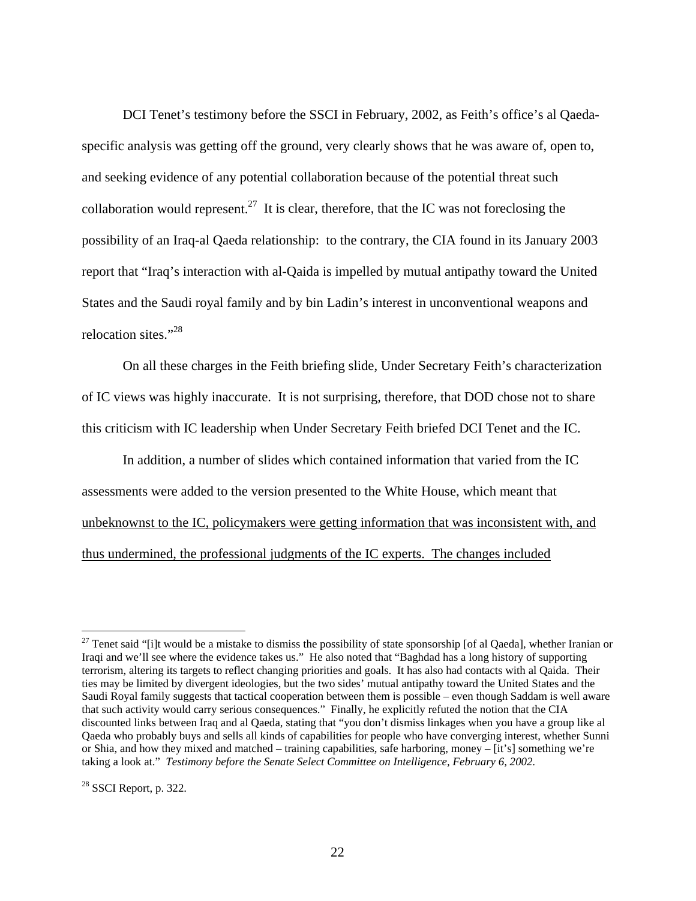DCI Tenet's testimony before the SSCI in February, 2002, as Feith's office's al Qaeda-specific analysis was getting off the ground, very clearly shows that he was aware of, open to, and seeking evidence of any potential collaboration because of the potential threat such collaboration would represent.[27] It is clear, therefore, that the IC was not foreclosing the possibility of an Iraq-al Qaeda relationship: to the contrary, the CIA found in its January 2003 report that "Iraq's interaction with al-Qaida is impelled by mutual antipathy toward the United States and the Saudi royal family and by bin Ladin's interest in unconventional weapons and relocation sites."[28]

On all these charges in the Feith briefing slide, Under Secretary Feith's characterization of IC views was highly inaccurate. It is not surprising, therefore, that DOD chose not to share this criticism with IC leadership when Under Secretary Feith briefed DCI Tenet and the IC.

In addition, a number of slides which contained information that varied from the IC assessments were added to the version presented to the White House, which meant that <u>unbeknownst to the IC, policymakers were getting information that was inconsistent with, and thus undermined, the professional judgments of the IC experts. The changes included</u>

---

[27] Tenet said "[i]t would be a mistake to dismiss the possibility of state sponsorship [of al Qaeda], whether Iranian or Iraqi and we'll see where the evidence takes us." He also noted that "Baghdad has a long history of supporting terrorism, altering its targets to reflect changing priorities and goals. It has also had contacts with al Qaida. Their ties may be limited by divergent ideologies, but the two sides' mutual antipathy toward the United States and the Saudi Royal family suggests that tactical cooperation between them is possible – even though Saddam is well aware that such activity would carry serious consequences." Finally, he explicitly refuted the notion that the CIA discounted links between Iraq and al Qaeda, stating that "you don't dismiss linkages when you have a group like al Qaeda who probably buys and sells all kinds of capabilities for people who have converging interest, whether Sunni or Shia, and how they mixed and matched – training capabilities, safe harboring, money – [it's] something we're taking a look at." *Testimony before the Senate Select Committee on Intelligence, February 6, 2002.*

[28] SSCI Report, p. 322.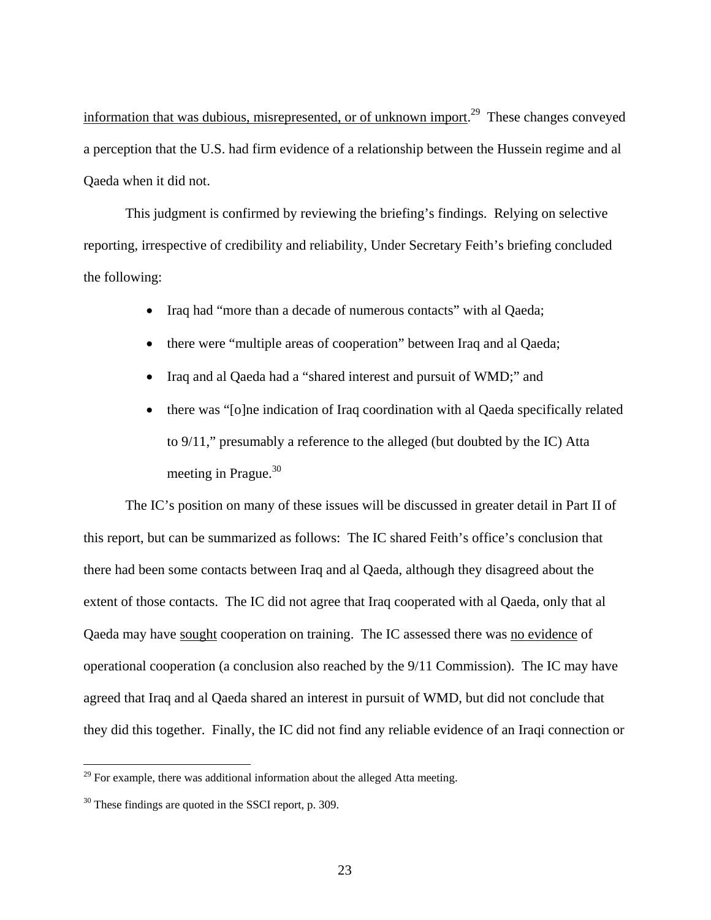information that was dubious, misrepresented, or of unknown import.[29] These changes conveyed a perception that the U.S. had firm evidence of a relationship between the Hussein regime and al Qaeda when it did not.

This judgment is confirmed by reviewing the briefing's findings. Relying on selective reporting, irrespective of credibility and reliability, Under Secretary Feith's briefing concluded the following:

- Iraq had "more than a decade of numerous contacts" with al Qaeda;
- there were "multiple areas of cooperation" between Iraq and al Qaeda;
- Iraq and al Qaeda had a "shared interest and pursuit of WMD;" and
- there was "[o]ne indication of Iraq coordination with al Qaeda specifically related to 9/11," presumably a reference to the alleged (but doubted by the IC) Atta meeting in Prague.[30]

The IC's position on many of these issues will be discussed in greater detail in Part II of this report, but can be summarized as follows: The IC shared Feith's office's conclusion that there had been some contacts between Iraq and al Qaeda, although they disagreed about the extent of those contacts. The IC did not agree that Iraq cooperated with al Qaeda, only that al Qaeda may have sought cooperation on training. The IC assessed there was no evidence of operational cooperation (a conclusion also reached by the 9/11 Commission). The IC may have agreed that Iraq and al Qaeda shared an interest in pursuit of WMD, but did not conclude that they did this together. Finally, the IC did not find any reliable evidence of an Iraqi connection or

---

[29] For example, there was additional information about the alleged Atta meeting.

[30] These findings are quoted in the SSCI report, p. 309.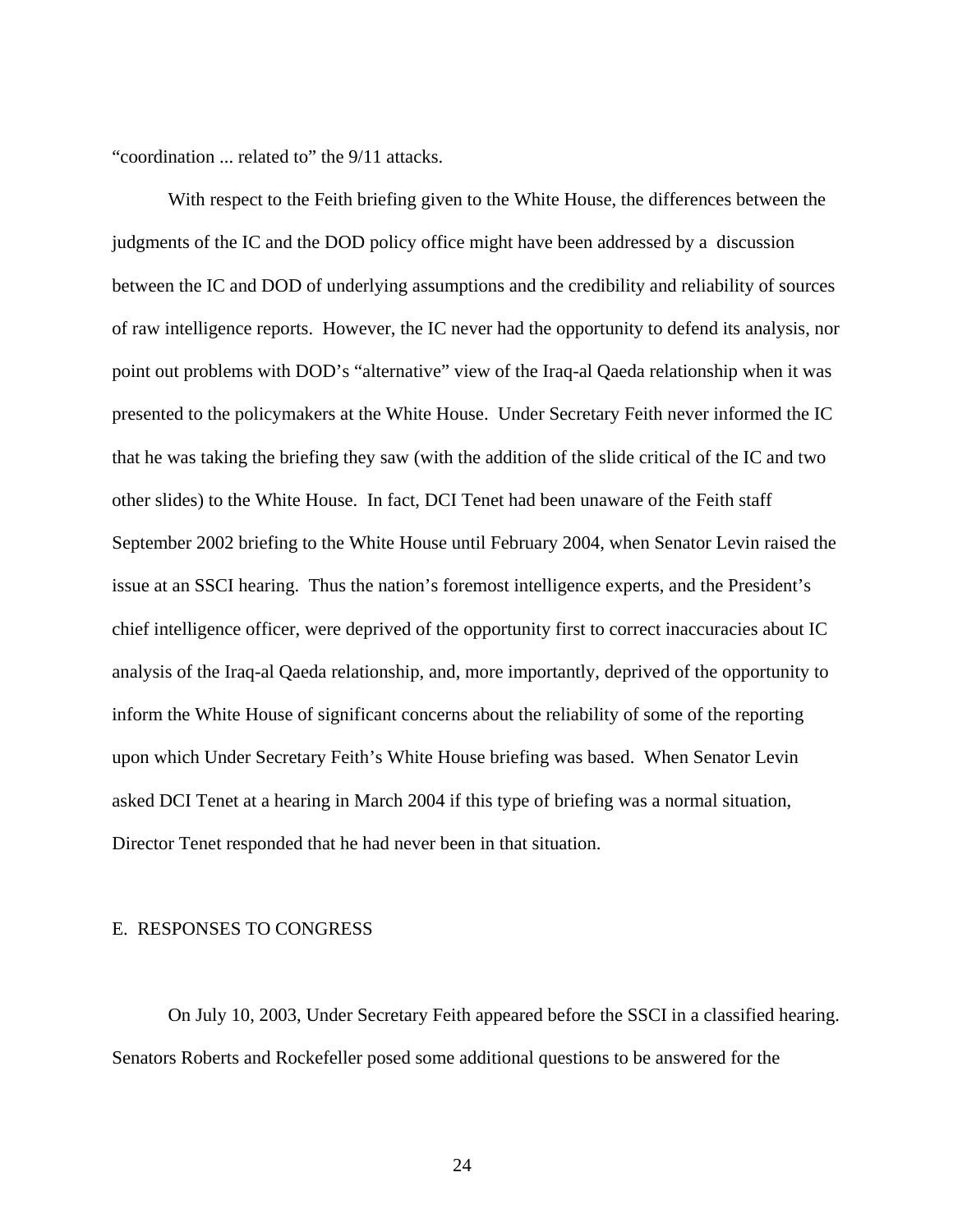"coordination ... related to" the 9/11 attacks.

With respect to the Feith briefing given to the White House, the differences between the judgments of the IC and the DOD policy office might have been addressed by a discussion between the IC and DOD of underlying assumptions and the credibility and reliability of sources of raw intelligence reports. However, the IC never had the opportunity to defend its analysis, nor point out problems with DOD's "alternative" view of the Iraq-al Qaeda relationship when it was presented to the policymakers at the White House. Under Secretary Feith never informed the IC that he was taking the briefing they saw (with the addition of the slide critical of the IC and two other slides) to the White House. In fact, DCI Tenet had been unaware of the Feith staff September 2002 briefing to the White House until February 2004, when Senator Levin raised the issue at an SSCI hearing. Thus the nation's foremost intelligence experts, and the President's chief intelligence officer, were deprived of the opportunity first to correct inaccuracies about IC analysis of the Iraq-al Qaeda relationship, and, more importantly, deprived of the opportunity to inform the White House of significant concerns about the reliability of some of the reporting upon which Under Secretary Feith's White House briefing was based. When Senator Levin asked DCI Tenet at a hearing in March 2004 if this type of briefing was a normal situation, Director Tenet responded that he had never been in that situation.

## E. RESPONSES TO CONGRESS

On July 10, 2003, Under Secretary Feith appeared before the SSCI in a classified hearing. Senators Roberts and Rockefeller posed some additional questions to be answered for the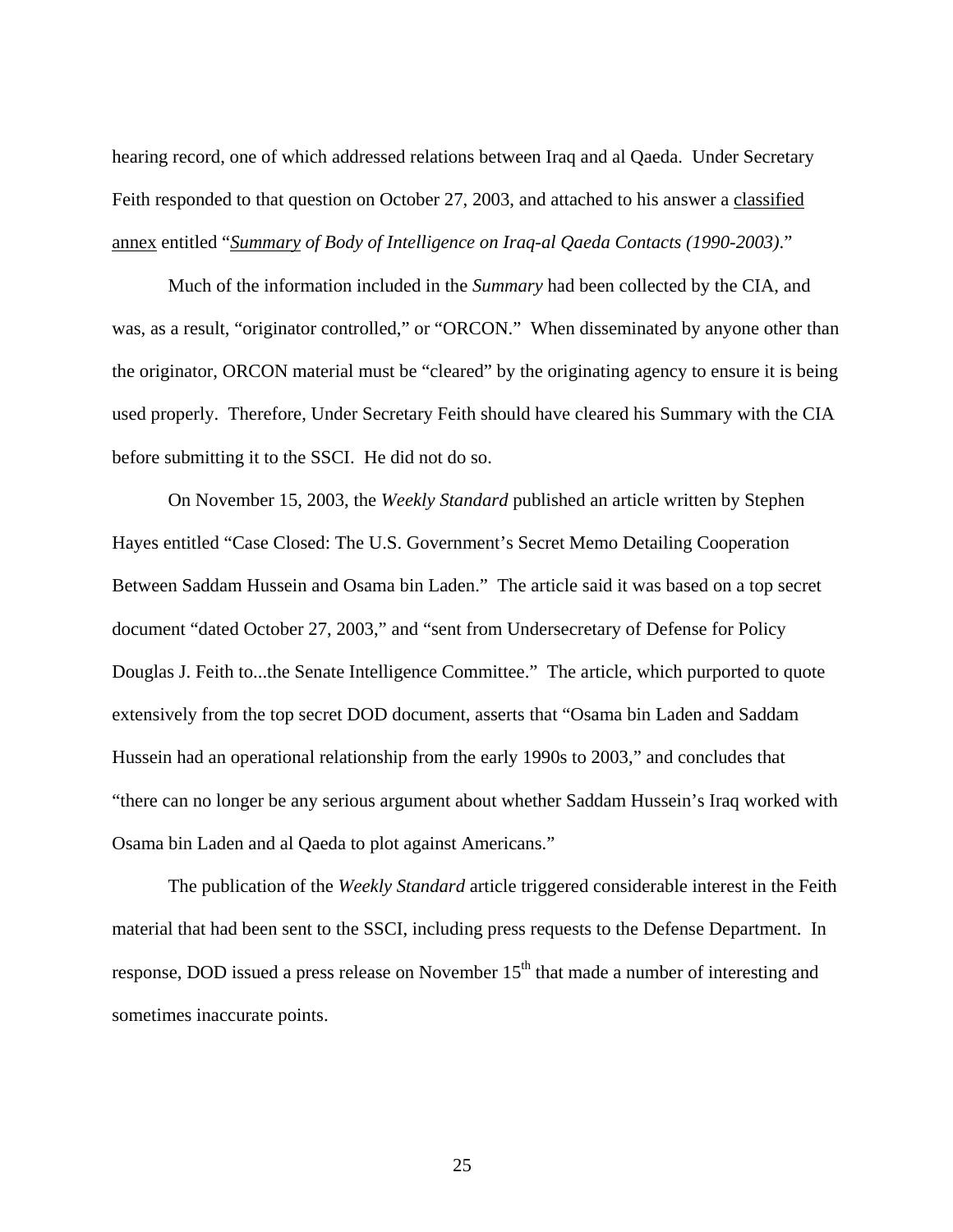hearing record, one of which addressed relations between Iraq and al Qaeda. Under Secretary Feith responded to that question on October 27, 2003, and attached to his answer a classified annex entitled "*Summary of Body of Intelligence on Iraq-al Qaeda Contacts (1990-2003)*."

Much of the information included in the *Summary* had been collected by the CIA, and was, as a result, "originator controlled," or "ORCON." When disseminated by anyone other than the originator, ORCON material must be "cleared" by the originating agency to ensure it is being used properly. Therefore, Under Secretary Feith should have cleared his Summary with the CIA before submitting it to the SSCI. He did not do so.

On November 15, 2003, the *Weekly Standard* published an article written by Stephen Hayes entitled "Case Closed: The U.S. Government's Secret Memo Detailing Cooperation Between Saddam Hussein and Osama bin Laden." The article said it was based on a top secret document "dated October 27, 2003," and "sent from Undersecretary of Defense for Policy Douglas J. Feith to...the Senate Intelligence Committee." The article, which purported to quote extensively from the top secret DOD document, asserts that "Osama bin Laden and Saddam Hussein had an operational relationship from the early 1990s to 2003," and concludes that "there can no longer be any serious argument about whether Saddam Hussein's Iraq worked with Osama bin Laden and al Qaeda to plot against Americans."

The publication of the *Weekly Standard* article triggered considerable interest in the Feith material that had been sent to the SSCI, including press requests to the Defense Department. In response, DOD issued a press release on November 15th that made a number of interesting and sometimes inaccurate points.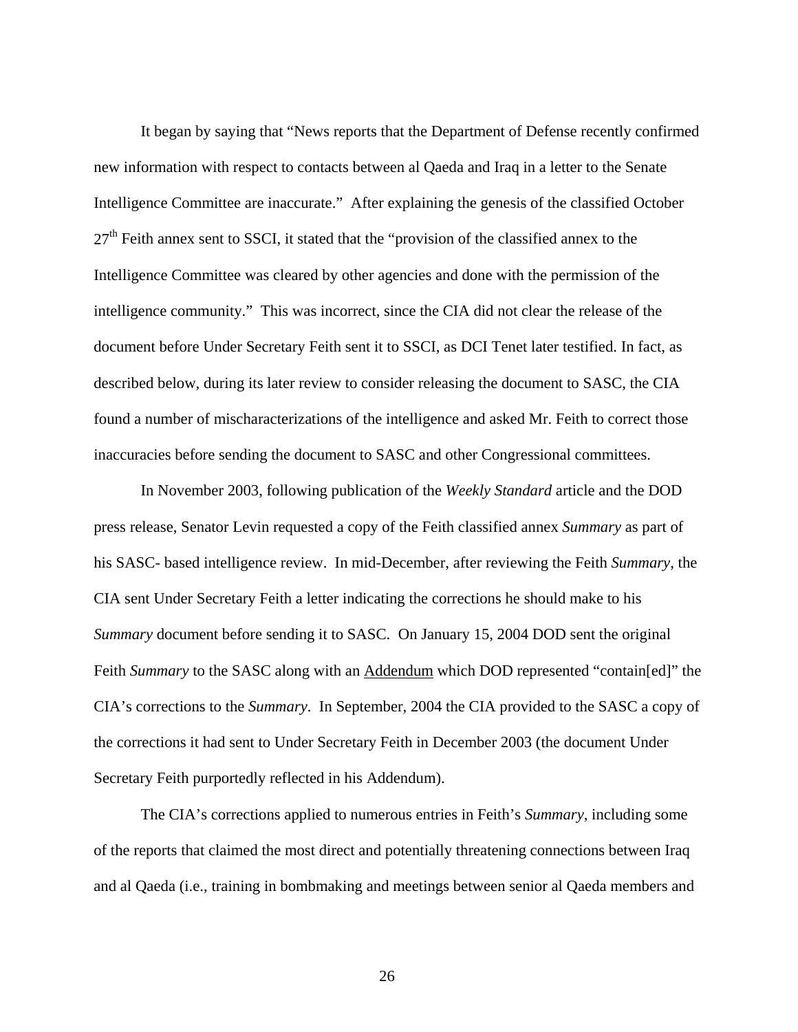It began by saying that "News reports that the Department of Defense recently confirmed new information with respect to contacts between al Qaeda and Iraq in a letter to the Senate Intelligence Committee are inaccurate." After explaining the genesis of the classified October 27th Feith annex sent to SSCI, it stated that the "provision of the classified annex to the Intelligence Committee was cleared by other agencies and done with the permission of the intelligence community." This was incorrect, since the CIA did not clear the release of the document before Under Secretary Feith sent it to SSCI, as DCI Tenet later testified. In fact, as described below, during its later review to consider releasing the document to SASC, the CIA found a number of mischaracterizations of the intelligence and asked Mr. Feith to correct those inaccuracies before sending the document to SASC and other Congressional committees.

In November 2003, following publication of the *Weekly Standard* article and the DOD press release, Senator Levin requested a copy of the Feith classified annex *Summary* as part of his SASC- based intelligence review. In mid-December, after reviewing the Feith *Summary*, the CIA sent Under Secretary Feith a letter indicating the corrections he should make to his *Summary* document before sending it to SASC. On January 15, 2004 DOD sent the original Feith *Summary* to the SASC along with an <u>Addendum</u> which DOD represented "contain[ed]" the CIA's corrections to the *Summary*. In September, 2004 the CIA provided to the SASC a copy of the corrections it had sent to Under Secretary Feith in December 2003 (the document Under Secretary Feith purportedly reflected in his Addendum).

The CIA's corrections applied to numerous entries in Feith's *Summary*, including some of the reports that claimed the most direct and potentially threatening connections between Iraq and al Qaeda (i.e., training in bombmaking and meetings between senior al Qaeda members and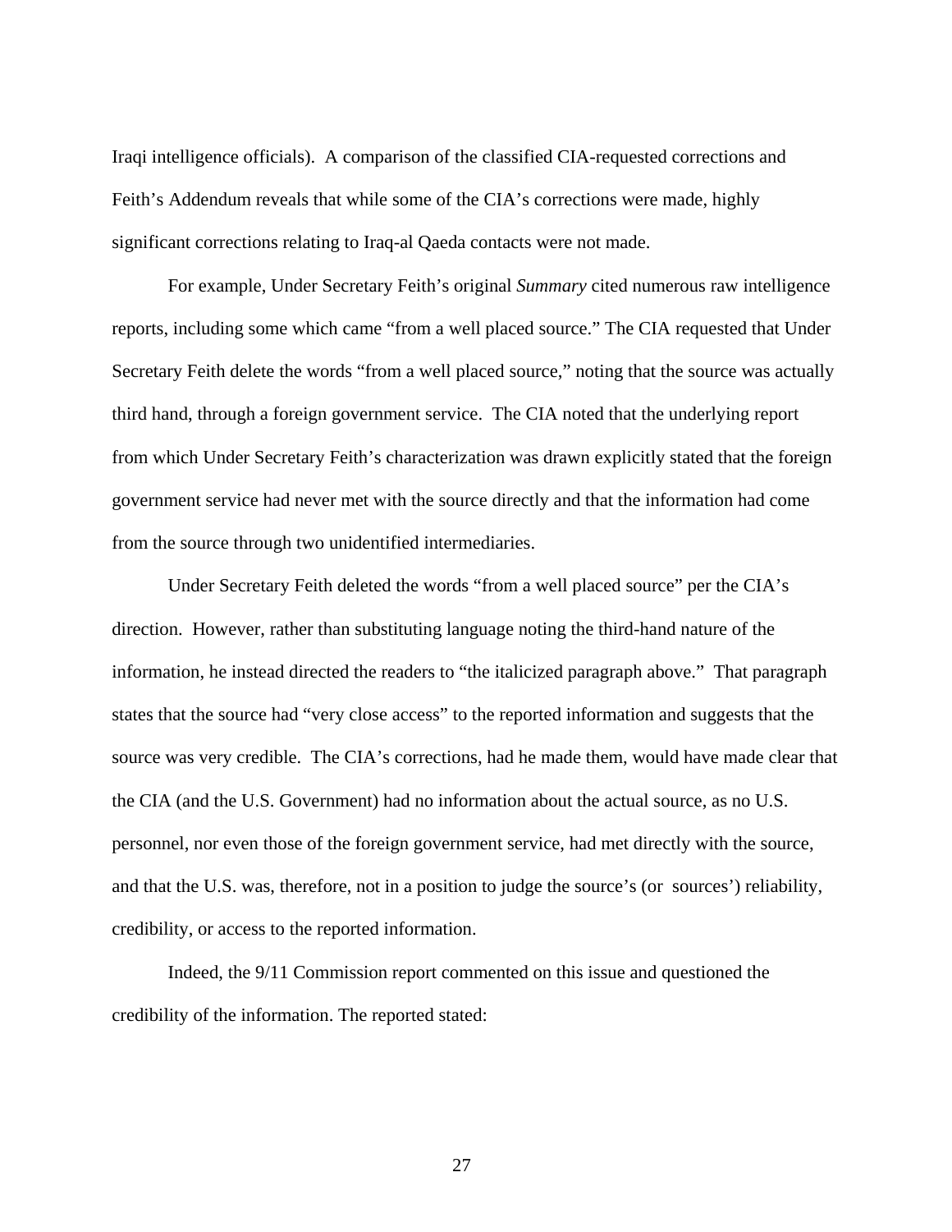Iraqi intelligence officials). A comparison of the classified CIA-requested corrections and Feith's Addendum reveals that while some of the CIA's corrections were made, highly significant corrections relating to Iraq-al Qaeda contacts were not made.

For example, Under Secretary Feith's original *Summary* cited numerous raw intelligence reports, including some which came "from a well placed source." The CIA requested that Under Secretary Feith delete the words "from a well placed source," noting that the source was actually third hand, through a foreign government service. The CIA noted that the underlying report from which Under Secretary Feith's characterization was drawn explicitly stated that the foreign government service had never met with the source directly and that the information had come from the source through two unidentified intermediaries.

Under Secretary Feith deleted the words "from a well placed source" per the CIA's direction. However, rather than substituting language noting the third-hand nature of the information, he instead directed the readers to "the italicized paragraph above." That paragraph states that the source had "very close access" to the reported information and suggests that the source was very credible. The CIA's corrections, had he made them, would have made clear that the CIA (and the U.S. Government) had no information about the actual source, as no U.S. personnel, nor even those of the foreign government service, had met directly with the source, and that the U.S. was, therefore, not in a position to judge the source's (or sources') reliability, credibility, or access to the reported information.

Indeed, the 9/11 Commission report commented on this issue and questioned the credibility of the information. The reported stated: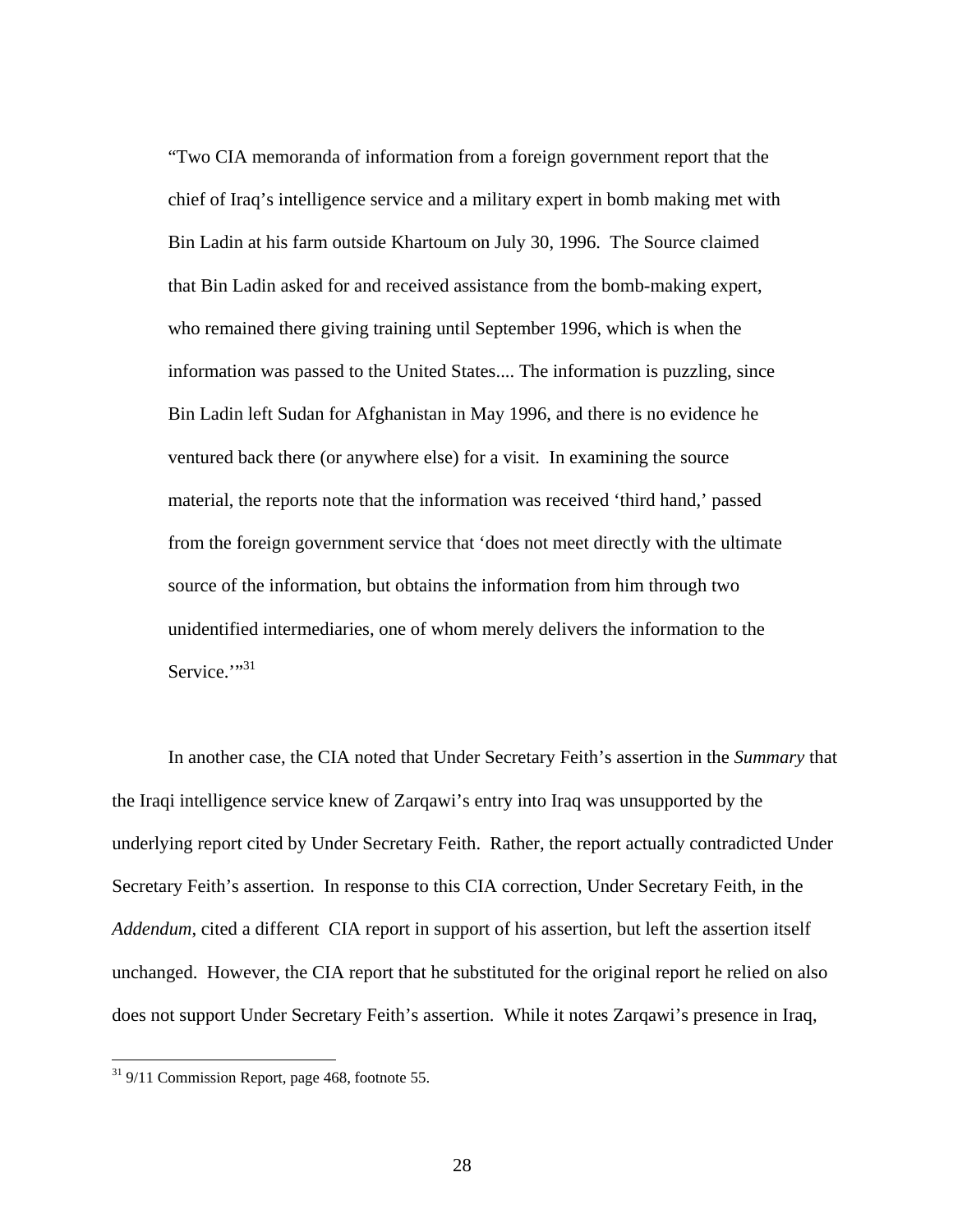> "Two CIA memoranda of information from a foreign government report that the chief of Iraq's intelligence service and a military expert in bomb making met with Bin Ladin at his farm outside Khartoum on July 30, 1996. The Source claimed that Bin Ladin asked for and received assistance from the bomb-making expert, who remained there giving training until September 1996, which is when the information was passed to the United States.... The information is puzzling, since Bin Ladin left Sudan for Afghanistan in May 1996, and there is no evidence he ventured back there (or anywhere else) for a visit. In examining the source material, the reports note that the information was received 'third hand,' passed from the foreign government service that 'does not meet directly with the ultimate source of the information, but obtains the information from him through two unidentified intermediaries, one of whom merely delivers the information to the Service.'"[31]

In another case, the CIA noted that Under Secretary Feith's assertion in the *Summary* that the Iraqi intelligence service knew of Zarqawi's entry into Iraq was unsupported by the underlying report cited by Under Secretary Feith. Rather, the report actually contradicted Under Secretary Feith's assertion. In response to this CIA correction, Under Secretary Feith, in the *Addendum*, cited a different CIA report in support of his assertion, but left the assertion itself unchanged. However, the CIA report that he substituted for the original report he relied on also does not support Under Secretary Feith's assertion. While it notes Zarqawi's presence in Iraq,

[31] 9/11 Commission Report, page 468, footnote 55.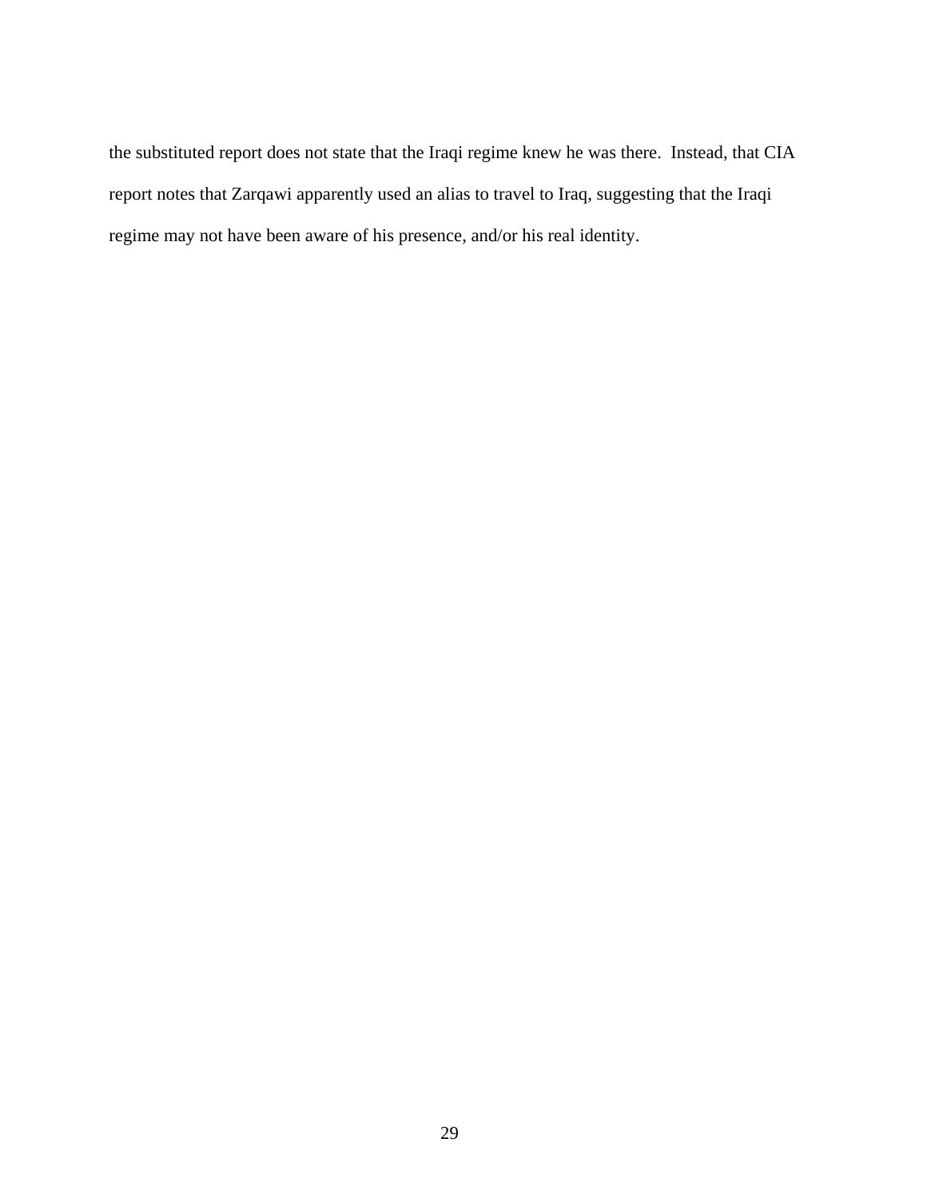the substituted report does not state that the Iraqi regime knew he was there. Instead, that CIA report notes that Zarqawi apparently used an alias to travel to Iraq, suggesting that the Iraqi regime may not have been aware of his presence, and/or his real identity.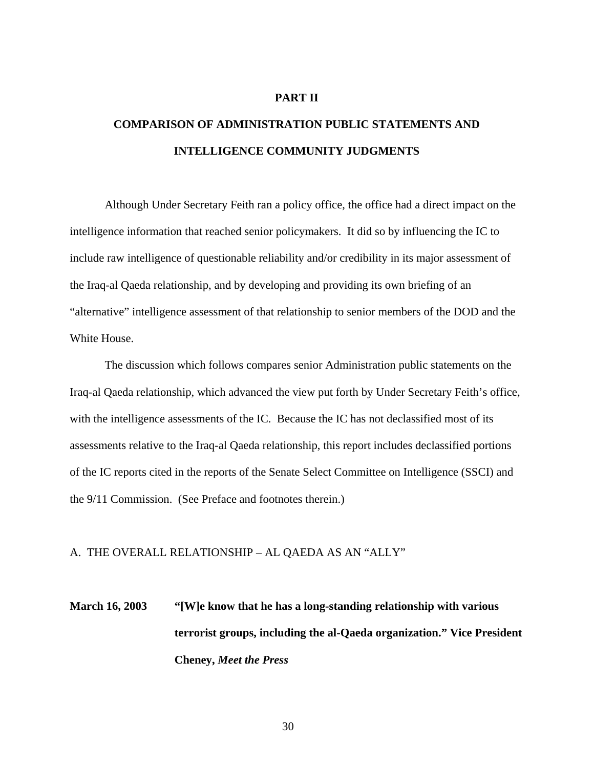# PART II

# COMPARISON OF ADMINISTRATION PUBLIC STATEMENTS AND INTELLIGENCE COMMUNITY JUDGMENTS

Although Under Secretary Feith ran a policy office, the office had a direct impact on the intelligence information that reached senior policymakers. It did so by influencing the IC to include raw intelligence of questionable reliability and/or credibility in its major assessment of the Iraq-al Qaeda relationship, and by developing and providing its own briefing of an "alternative" intelligence assessment of that relationship to senior members of the DOD and the White House.

The discussion which follows compares senior Administration public statements on the Iraq-al Qaeda relationship, which advanced the view put forth by Under Secretary Feith's office, with the intelligence assessments of the IC. Because the IC has not declassified most of its assessments relative to the Iraq-al Qaeda relationship, this report includes declassified portions of the IC reports cited in the reports of the Senate Select Committee on Intelligence (SSCI) and the 9/11 Commission. (See Preface and footnotes therein.)

## A. THE OVERALL RELATIONSHIP – AL QAEDA AS AN "ALLY"

**March 16, 2003** **"[W]e know that he has a long-standing relationship with various terrorist groups, including the al-Qaeda organization." Vice President Cheney, *Meet the Press***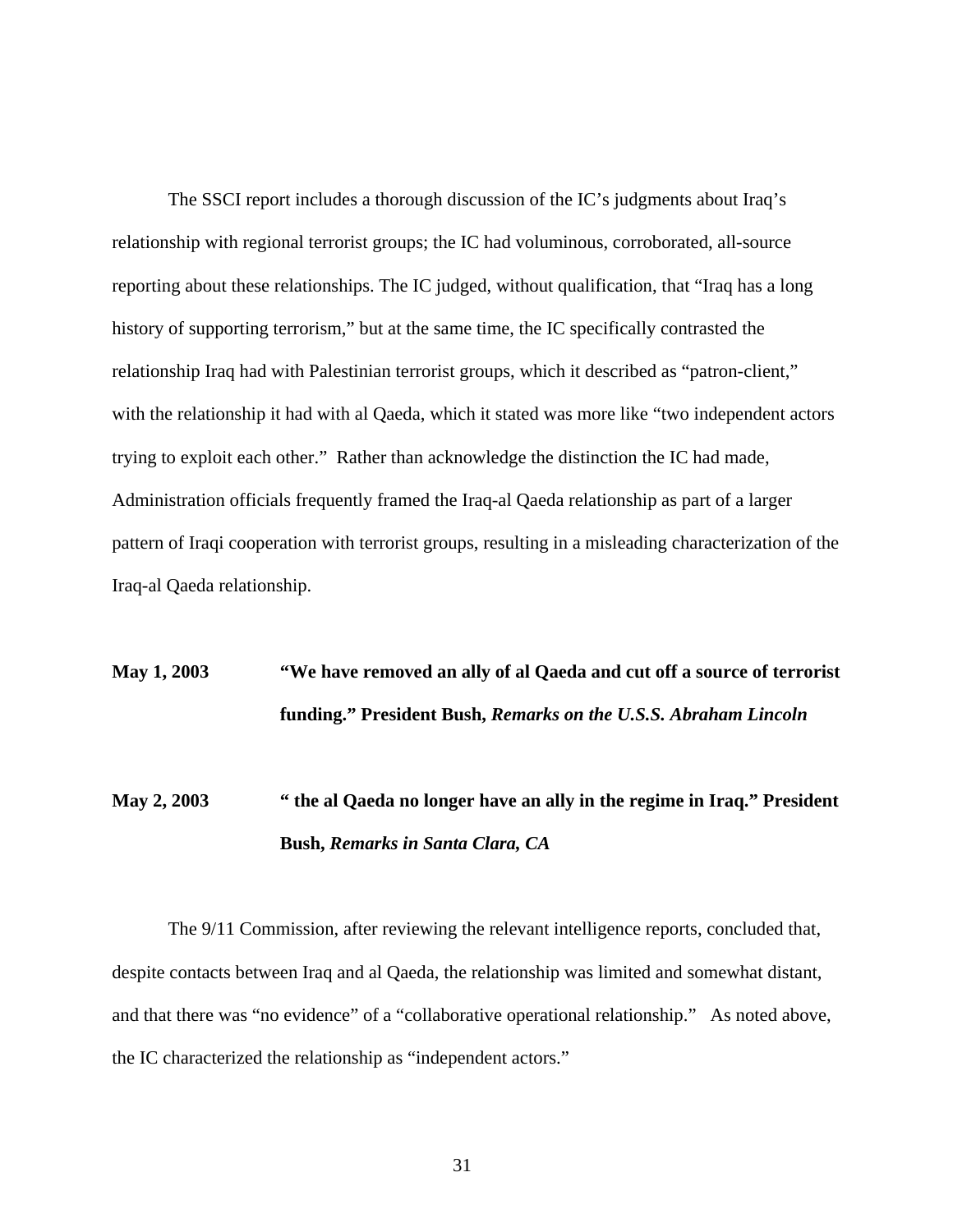The SSCI report includes a thorough discussion of the IC's judgments about Iraq's relationship with regional terrorist groups; the IC had voluminous, corroborated, all-source reporting about these relationships. The IC judged, without qualification, that "Iraq has a long history of supporting terrorism," but at the same time, the IC specifically contrasted the relationship Iraq had with Palestinian terrorist groups, which it described as "patron-client," with the relationship it had with al Qaeda, which it stated was more like "two independent actors trying to exploit each other." Rather than acknowledge the distinction the IC had made, Administration officials frequently framed the Iraq-al Qaeda relationship as part of a larger pattern of Iraqi cooperation with terrorist groups, resulting in a misleading characterization of the Iraq-al Qaeda relationship.

**May 1, 2003** **"We have removed an ally of al Qaeda and cut off a source of terrorist funding." President Bush,** ***Remarks on the U.S.S. Abraham Lincoln***

**May 2, 2003** **" the al Qaeda no longer have an ally in the regime in Iraq." President Bush,** ***Remarks in Santa Clara, CA***

The 9/11 Commission, after reviewing the relevant intelligence reports, concluded that, despite contacts between Iraq and al Qaeda, the relationship was limited and somewhat distant, and that there was "no evidence" of a "collaborative operational relationship." As noted above, the IC characterized the relationship as "independent actors."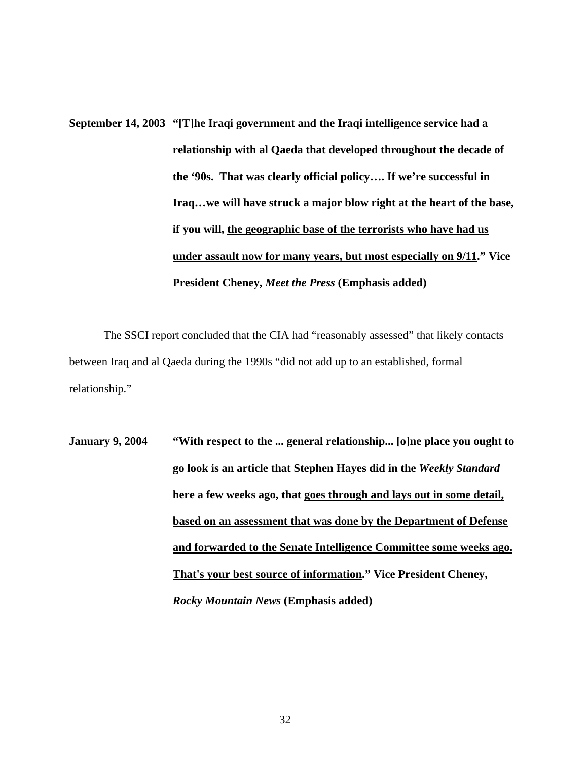**September 14, 2003** **"[T]he Iraqi government and the Iraqi intelligence service had a relationship with al Qaeda that developed throughout the decade of the '90s. That was clearly official policy…. If we're successful in Iraq…we will have struck a major blow right at the heart of the base, if you will, <u>the geographic base of the terrorists who have had us under assault now for many years, but most especially on 9/11</u>." Vice President Cheney, *Meet the Press* (Emphasis added)**

The SSCI report concluded that the CIA had "reasonably assessed" that likely contacts between Iraq and al Qaeda during the 1990s "did not add up to an established, formal relationship."

**January 9, 2004** **"With respect to the ... general relationship... [o]ne place you ought to go look is an article that Stephen Hayes did in the *Weekly Standard* here a few weeks ago, that <u>goes through and lays out in some detail, based on an assessment that was done by the Department of Defense and forwarded to the Senate Intelligence Committee some weeks ago. That's your best source of information</u>." Vice President Cheney, *Rocky Mountain News* (Emphasis added)**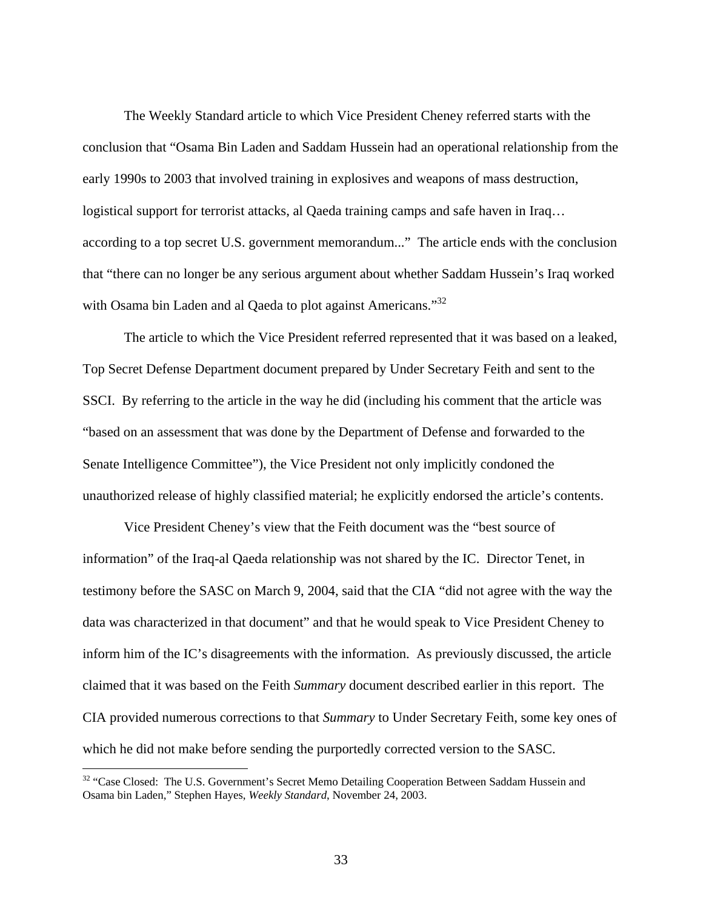The Weekly Standard article to which Vice President Cheney referred starts with the conclusion that "Osama Bin Laden and Saddam Hussein had an operational relationship from the early 1990s to 2003 that involved training in explosives and weapons of mass destruction, logistical support for terrorist attacks, al Qaeda training camps and safe haven in Iraq… according to a top secret U.S. government memorandum..." The article ends with the conclusion that "there can no longer be any serious argument about whether Saddam Hussein's Iraq worked with Osama bin Laden and al Qaeda to plot against Americans."[32]

The article to which the Vice President referred represented that it was based on a leaked, Top Secret Defense Department document prepared by Under Secretary Feith and sent to the SSCI. By referring to the article in the way he did (including his comment that the article was "based on an assessment that was done by the Department of Defense and forwarded to the Senate Intelligence Committee"), the Vice President not only implicitly condoned the unauthorized release of highly classified material; he explicitly endorsed the article's contents.

Vice President Cheney's view that the Feith document was the "best source of information" of the Iraq-al Qaeda relationship was not shared by the IC. Director Tenet, in testimony before the SASC on March 9, 2004, said that the CIA "did not agree with the way the data was characterized in that document" and that he would speak to Vice President Cheney to inform him of the IC's disagreements with the information. As previously discussed, the article claimed that it was based on the Feith *Summary* document described earlier in this report. The CIA provided numerous corrections to that *Summary* to Under Secretary Feith, some key ones of which he did not make before sending the purportedly corrected version to the SASC.

---

[32] "Case Closed: The U.S. Government's Secret Memo Detailing Cooperation Between Saddam Hussein and Osama bin Laden," Stephen Hayes, *Weekly Standard*, November 24, 2003.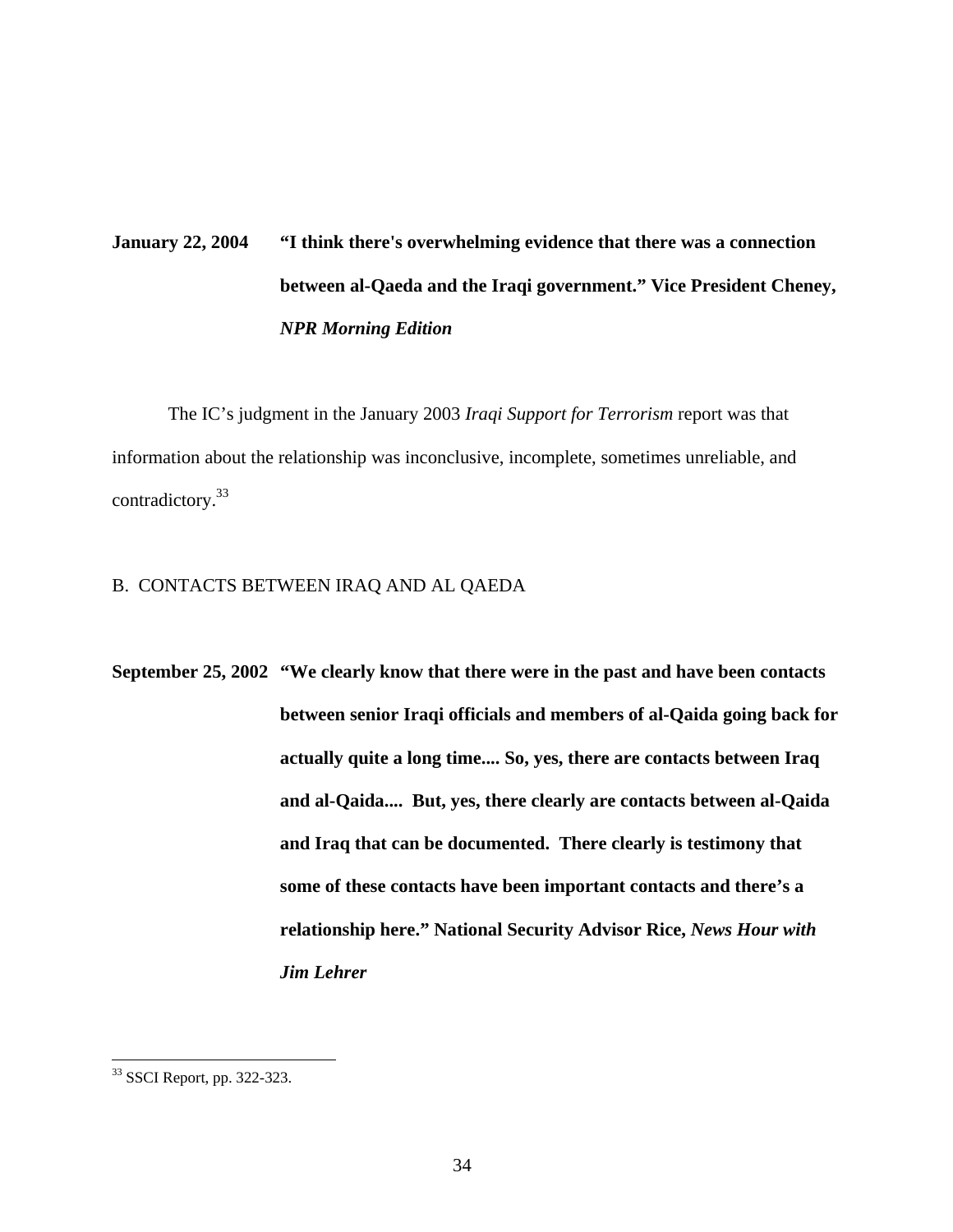**January 22, 2004** **"I think there's overwhelming evidence that there was a connection between al-Qaeda and the Iraqi government." Vice President Cheney, *NPR Morning Edition***

The IC's judgment in the January 2003 *Iraqi Support for Terrorism* report was that information about the relationship was inconclusive, incomplete, sometimes unreliable, and contradictory.[33]

B. CONTACTS BETWEEN IRAQ AND AL QAEDA

**September 25, 2002** **"We clearly know that there were in the past and have been contacts between senior Iraqi officials and members of al-Qaida going back for actually quite a long time.... So, yes, there are contacts between Iraq and al-Qaida.... But, yes, there clearly are contacts between al-Qaida and Iraq that can be documented. There clearly is testimony that some of these contacts have been important contacts and there's a relationship here." National Security Advisor Rice, *News Hour with Jim Lehrer***

---

[33] SSCI Report, pp. 322-323.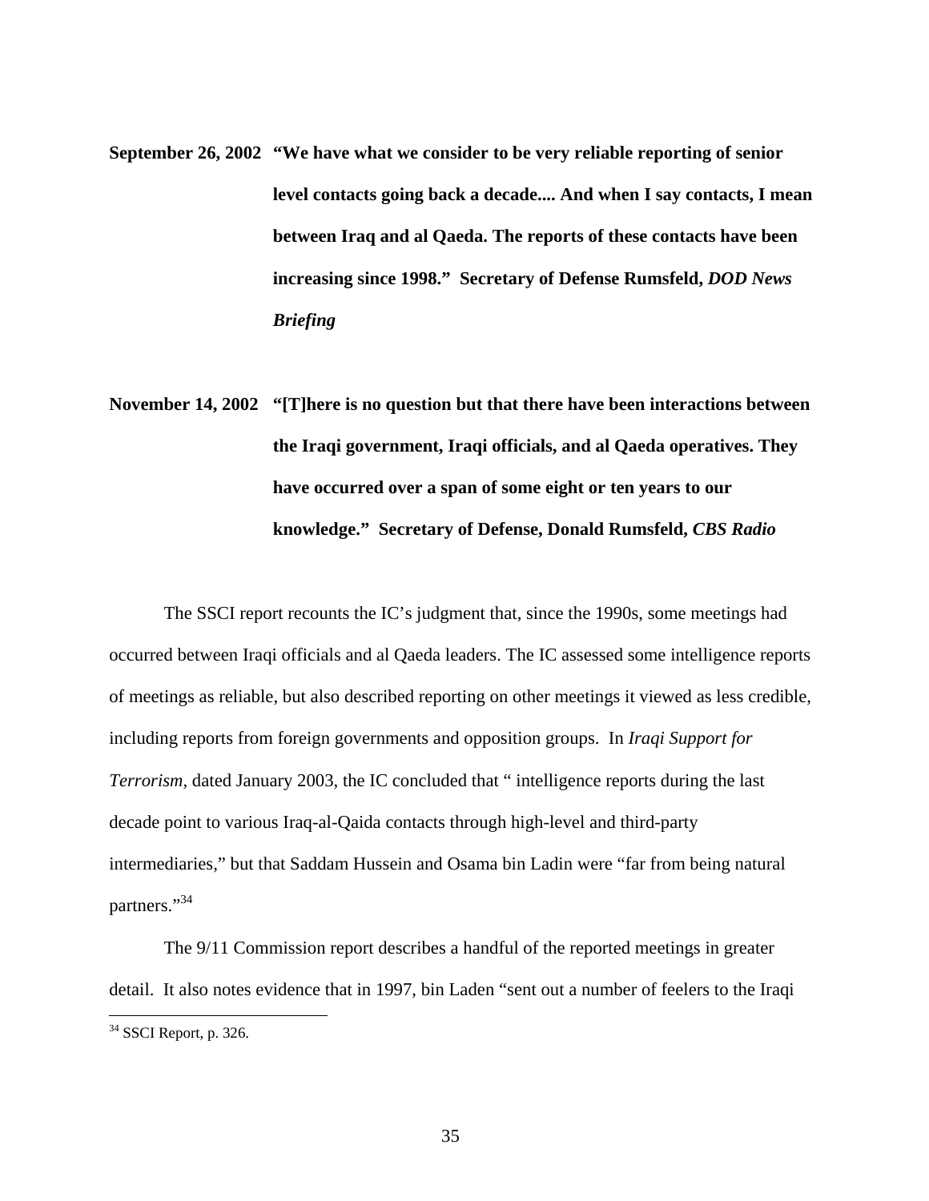**September 26, 2002** **"We have what we consider to be very reliable reporting of senior level contacts going back a decade.... And when I say contacts, I mean between Iraq and al Qaeda. The reports of these contacts have been increasing since 1998." Secretary of Defense Rumsfeld, *DOD News Briefing***

**November 14, 2002** **"[T]here is no question but that there have been interactions between the Iraqi government, Iraqi officials, and al Qaeda operatives. They have occurred over a span of some eight or ten years to our knowledge." Secretary of Defense, Donald Rumsfeld, *CBS Radio***

The SSCI report recounts the IC's judgment that, since the 1990s, some meetings had occurred between Iraqi officials and al Qaeda leaders. The IC assessed some intelligence reports of meetings as reliable, but also described reporting on other meetings it viewed as less credible, including reports from foreign governments and opposition groups. In *Iraqi Support for Terrorism*, dated January 2003, the IC concluded that " intelligence reports during the last decade point to various Iraq-al-Qaida contacts through high-level and third-party intermediaries," but that Saddam Hussein and Osama bin Ladin were "far from being natural partners."[34]

The 9/11 Commission report describes a handful of the reported meetings in greater detail. It also notes evidence that in 1997, bin Laden "sent out a number of feelers to the Iraqi

[34] SSCI Report, p. 326.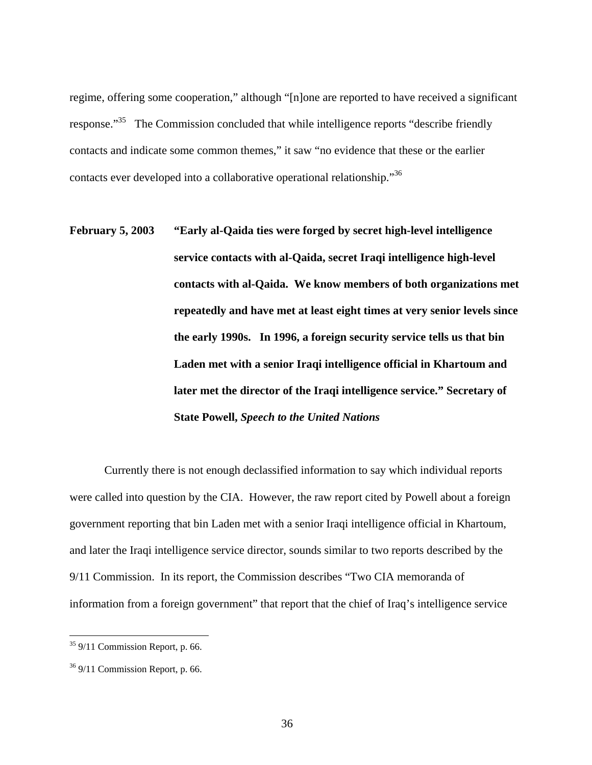regime, offering some cooperation," although "[n]one are reported to have received a significant response."[35] The Commission concluded that while intelligence reports "describe friendly contacts and indicate some common themes," it saw "no evidence that these or the earlier contacts ever developed into a collaborative operational relationship."[36]

**February 5, 2003** **"Early al-Qaida ties were forged by secret high-level intelligence service contacts with al-Qaida, secret Iraqi intelligence high-level contacts with al-Qaida. We know members of both organizations met repeatedly and have met at least eight times at very senior levels since the early 1990s. In 1996, a foreign security service tells us that bin Laden met with a senior Iraqi intelligence official in Khartoum and later met the director of the Iraqi intelligence service." Secretary of State Powell, *Speech to the United Nations***

Currently there is not enough declassified information to say which individual reports were called into question by the CIA. However, the raw report cited by Powell about a foreign government reporting that bin Laden met with a senior Iraqi intelligence official in Khartoum, and later the Iraqi intelligence service director, sounds similar to two reports described by the 9/11 Commission. In its report, the Commission describes "Two CIA memoranda of information from a foreign government" that report that the chief of Iraq's intelligence service

---

[35] 9/11 Commission Report, p. 66.

[36] 9/11 Commission Report, p. 66.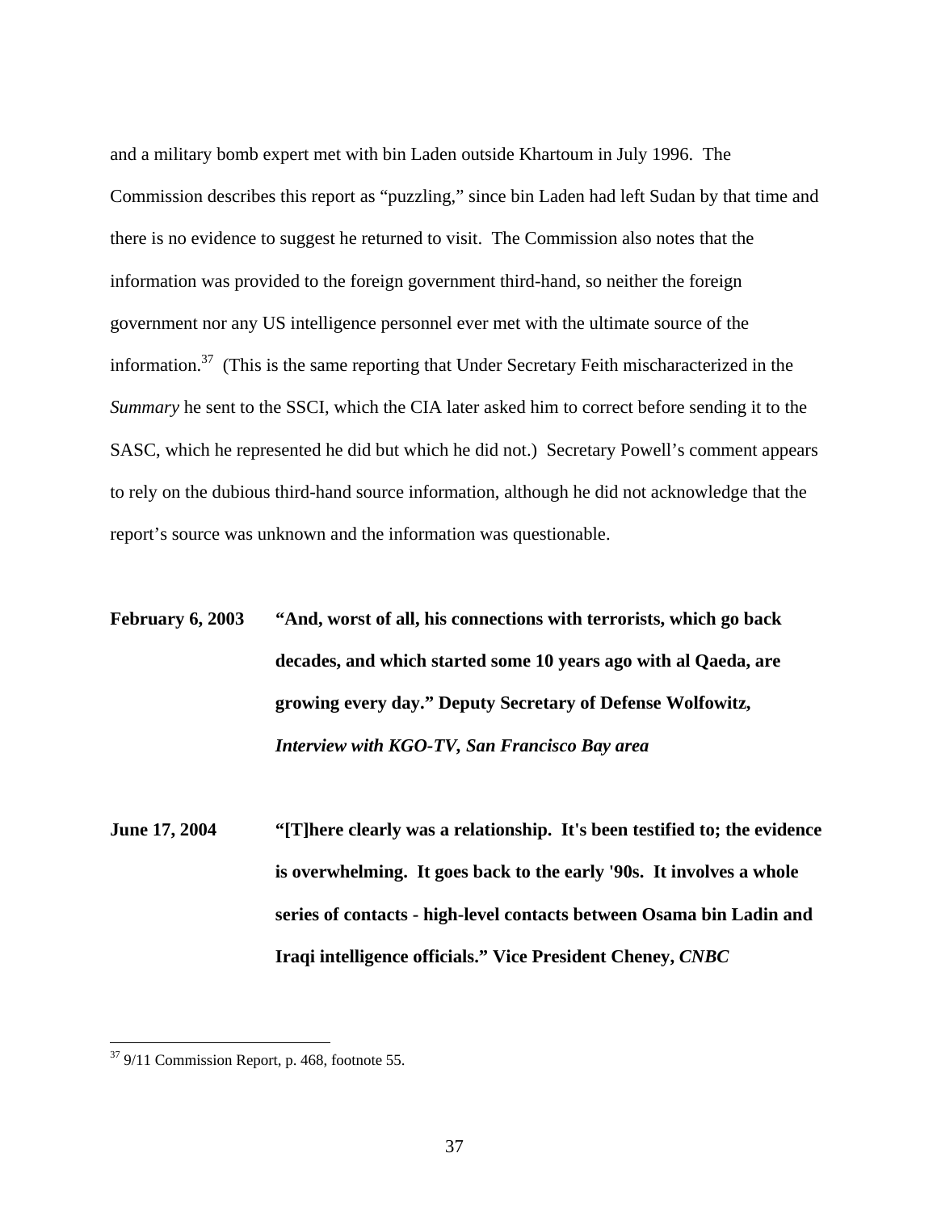and a military bomb expert met with bin Laden outside Khartoum in July 1996. The Commission describes this report as "puzzling," since bin Laden had left Sudan by that time and there is no evidence to suggest he returned to visit. The Commission also notes that the information was provided to the foreign government third-hand, so neither the foreign government nor any US intelligence personnel ever met with the ultimate source of the information.[37] (This is the same reporting that Under Secretary Feith mischaracterized in the *Summary* he sent to the SSCI, which the CIA later asked him to correct before sending it to the SASC, which he represented he did but which he did not.) Secretary Powell's comment appears to rely on the dubious third-hand source information, although he did not acknowledge that the report's source was unknown and the information was questionable.

**February 6, 2003** **"And, worst of all, his connections with terrorists, which go back decades, and which started some 10 years ago with al Qaeda, are growing every day." Deputy Secretary of Defense Wolfowitz, *Interview with KGO-TV, San Francisco Bay area***

**June 17, 2004** **"[T]here clearly was a relationship. It's been testified to; the evidence is overwhelming. It goes back to the early '90s. It involves a whole series of contacts - high-level contacts between Osama bin Ladin and Iraqi intelligence officials." Vice President Cheney, *CNBC***

---

[37] 9/11 Commission Report, p. 468, footnote 55.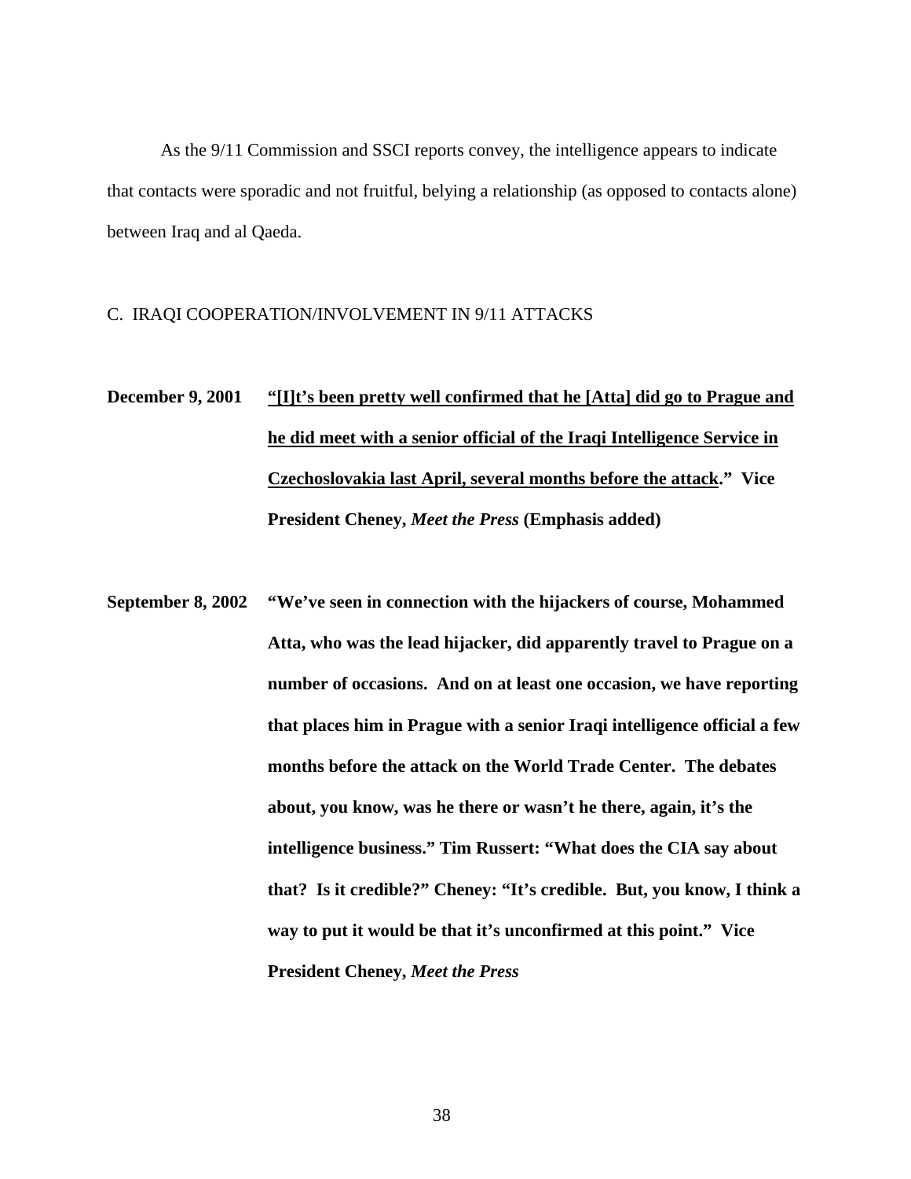As the 9/11 Commission and SSCI reports convey, the intelligence appears to indicate that contacts were sporadic and not fruitful, belying a relationship (as opposed to contacts alone) between Iraq and al Qaeda.

C. IRAQI COOPERATION/INVOLVEMENT IN 9/11 ATTACKS

**December 9, 2001** **<u>"[I]t's been pretty well confirmed that he [Atta] did go to Prague and he did meet with a senior official of the Iraqi Intelligence Service in Czechoslovakia last April, several months before the attack</u>." Vice President Cheney, *Meet the Press* (Emphasis added)**

**September 8, 2002** **"We've seen in connection with the hijackers of course, Mohammed Atta, who was the lead hijacker, did apparently travel to Prague on a number of occasions. And on at least one occasion, we have reporting that places him in Prague with a senior Iraqi intelligence official a few months before the attack on the World Trade Center. The debates about, you know, was he there or wasn't he there, again, it's the intelligence business." Tim Russert: "What does the CIA say about that? Is it credible?" Cheney: "It's credible. But, you know, I think a way to put it would be that it's unconfirmed at this point." Vice President Cheney, *Meet the Press***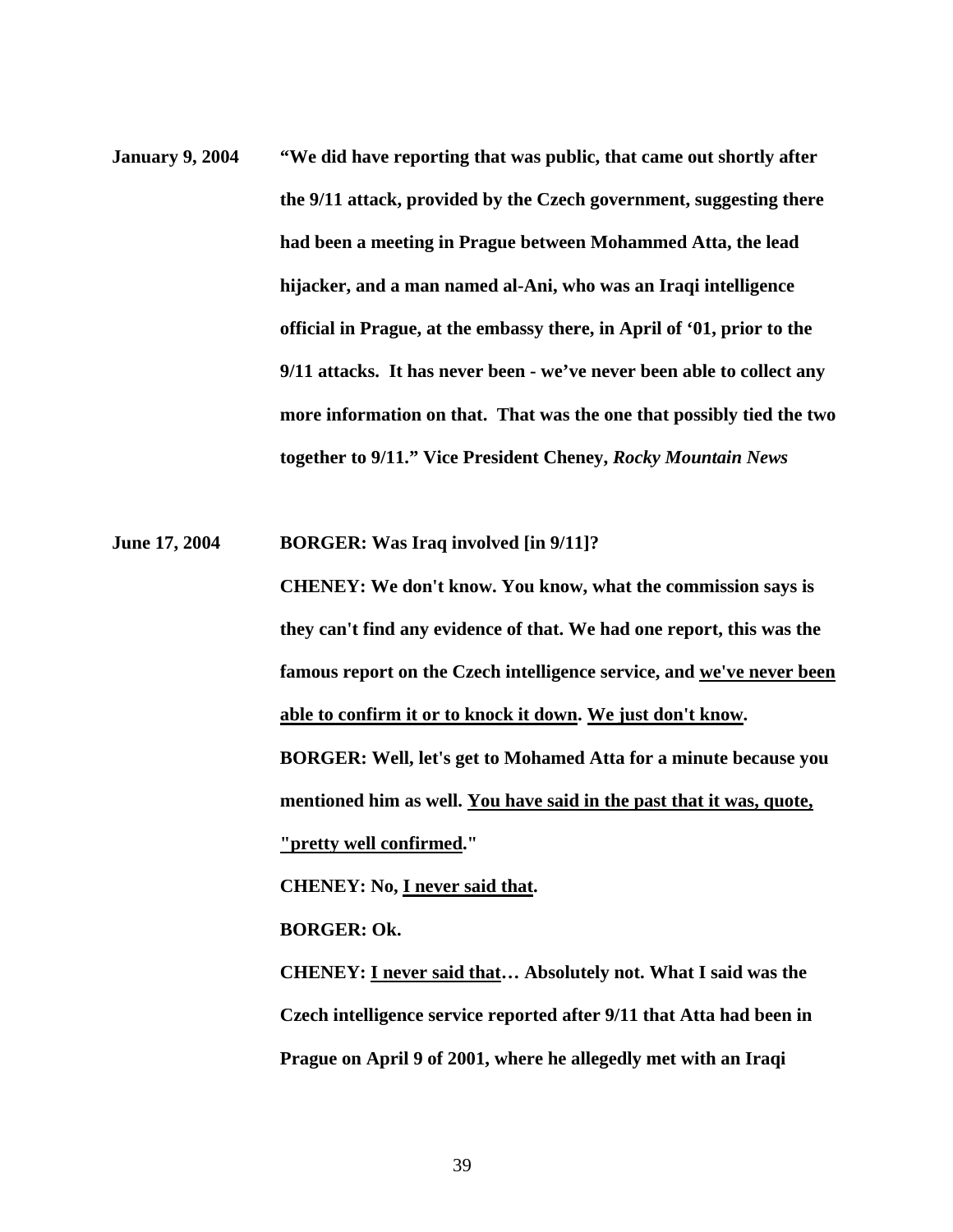**January 9, 2004** **"We did have reporting that was public, that came out shortly after the 9/11 attack, provided by the Czech government, suggesting there had been a meeting in Prague between Mohammed Atta, the lead hijacker, and a man named al-Ani, who was an Iraqi intelligence official in Prague, at the embassy there, in April of '01, prior to the 9/11 attacks. It has never been - we've never been able to collect any more information on that. That was the one that possibly tied the two together to 9/11." Vice President Cheney, *Rocky Mountain News***

**June 17, 2004** **BORGER: Was Iraq involved [in 9/11]?**

**CHENEY: We don't know. You know, what the commission says is they can't find any evidence of that. We had one report, this was the famous report on the Czech intelligence service, and <u>we've never been able to confirm it or to knock it down</u>. <u>We just don't know</u>.**

**BORGER: Well, let's get to Mohamed Atta for a minute because you mentioned him as well. <u>You have said in the past that it was, quote, "pretty well confirmed</u>."**

**CHENEY: No, <u>I never said that</u>.**

**BORGER: Ok.**

**CHENEY: <u>I never said that</u>… Absolutely not. What I said was the Czech intelligence service reported after 9/11 that Atta had been in Prague on April 9 of 2001, where he allegedly met with an Iraqi**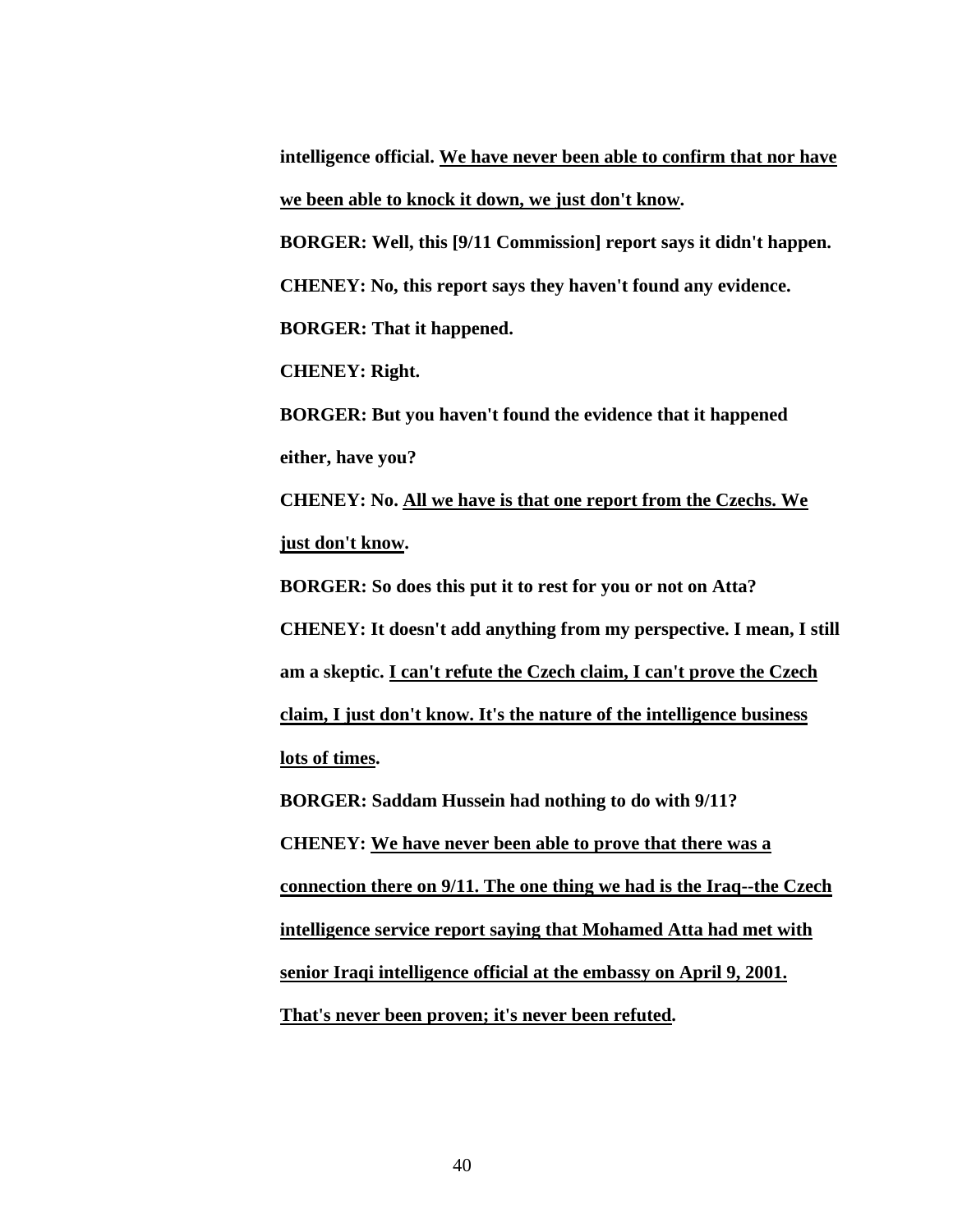**intelligence official. <u>We have never been able to confirm that nor have we been able to knock it down, we just don't know</u>.**

**BORGER: Well, this [9/11 Commission] report says it didn't happen.**

**CHENEY: No, this report says they haven't found any evidence.**

**BORGER: That it happened.**

**CHENEY: Right.**

**BORGER: But you haven't found the evidence that it happened either, have you?**

**CHENEY: No. <u>All we have is that one report from the Czechs. We just don't know</u>.**

**BORGER: So does this put it to rest for you or not on Atta?**

**CHENEY: It doesn't add anything from my perspective. I mean, I still am a skeptic. <u>I can't refute the Czech claim, I can't prove the Czech claim, I just don't know. It's the nature of the intelligence business lots of times</u>.**

**BORGER: Saddam Hussein had nothing to do with 9/11?**

**CHENEY: <u>We have never been able to prove that there was a connection there on 9/11. The one thing we had is the Iraq--the Czech intelligence service report saying that Mohamed Atta had met with senior Iraqi intelligence official at the embassy on April 9, 2001. That's never been proven; it's never been refuted</u>.**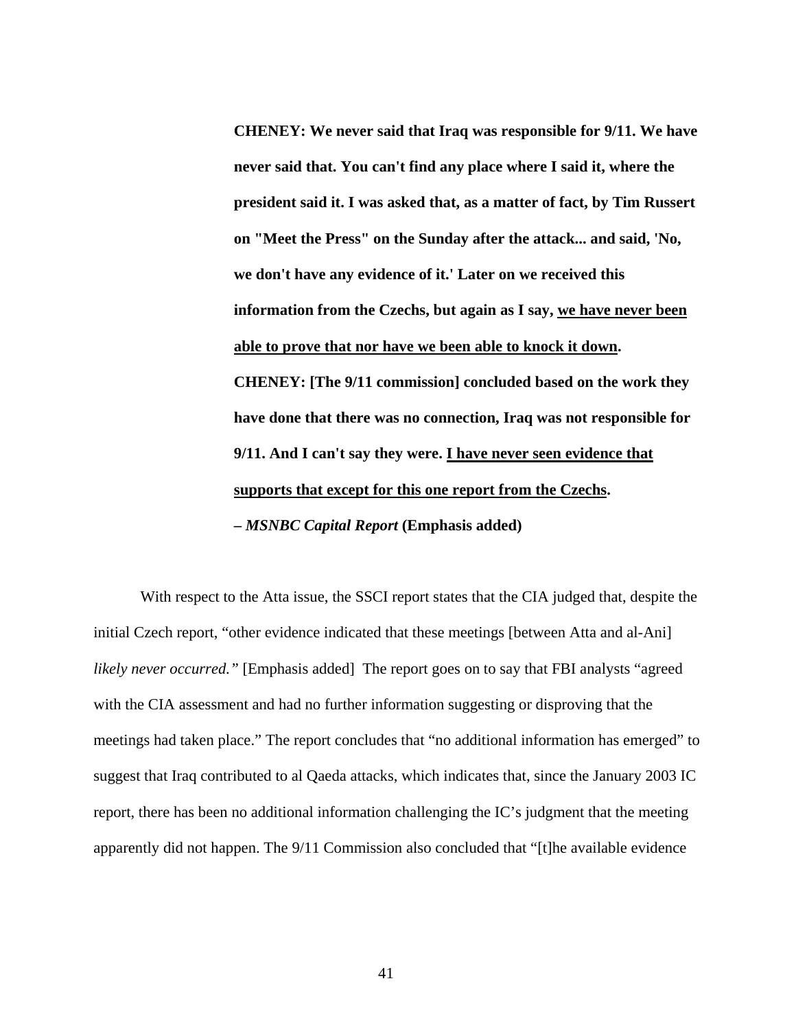> **CHENEY: We never said that Iraq was responsible for 9/11. We have never said that. You can't find any place where I said it, where the president said it. I was asked that, as a matter of fact, by Tim Russert on "Meet the Press" on the Sunday after the attack... and said, 'No, we don't have any evidence of it.' Later on we received this information from the Czechs, but again as I say, <u>we have never been able to prove that nor have we been able to knock it down</u>.**
>
> **CHENEY: [The 9/11 commission] concluded based on the work they have done that there was no connection, Iraq was not responsible for 9/11. And I can't say they were. <u>I have never seen evidence that supports that except for this one report from the Czechs</u>.**
>
> **– *MSNBC Capital Report* (Emphasis added)**

With respect to the Atta issue, the SSCI report states that the CIA judged that, despite the initial Czech report, "other evidence indicated that these meetings [between Atta and al-Ani] *likely never occurred."* [Emphasis added] The report goes on to say that FBI analysts "agreed with the CIA assessment and had no further information suggesting or disproving that the meetings had taken place." The report concludes that "no additional information has emerged" to suggest that Iraq contributed to al Qaeda attacks, which indicates that, since the January 2003 IC report, there has been no additional information challenging the IC's judgment that the meeting apparently did not happen. The 9/11 Commission also concluded that "[t]he available evidence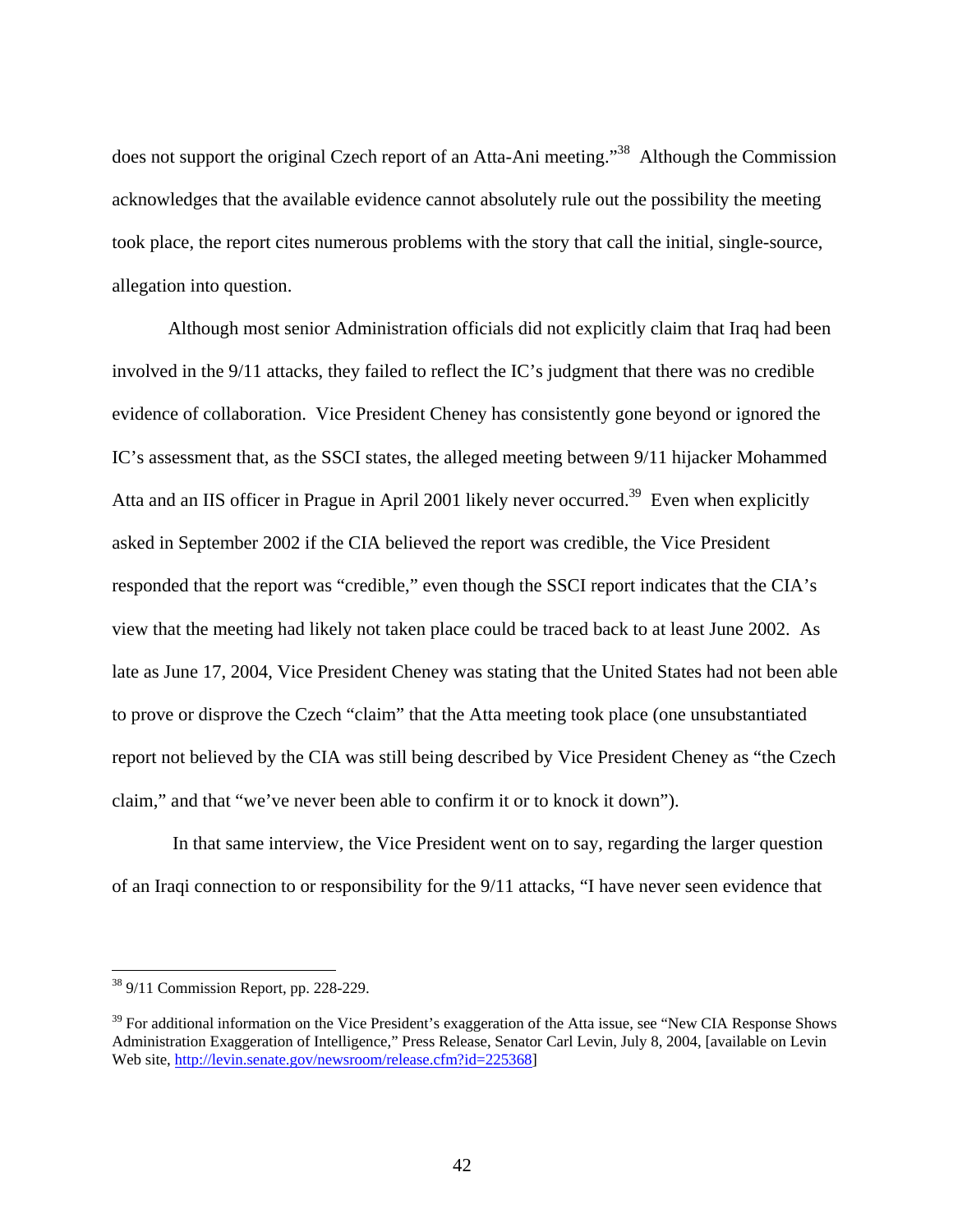does not support the original Czech report of an Atta-Ani meeting."[38] Although the Commission acknowledges that the available evidence cannot absolutely rule out the possibility the meeting took place, the report cites numerous problems with the story that call the initial, single-source, allegation into question.

Although most senior Administration officials did not explicitly claim that Iraq had been involved in the 9/11 attacks, they failed to reflect the IC's judgment that there was no credible evidence of collaboration. Vice President Cheney has consistently gone beyond or ignored the IC's assessment that, as the SSCI states, the alleged meeting between 9/11 hijacker Mohammed Atta and an IIS officer in Prague in April 2001 likely never occurred.[39] Even when explicitly asked in September 2002 if the CIA believed the report was credible, the Vice President responded that the report was "credible," even though the SSCI report indicates that the CIA's view that the meeting had likely not taken place could be traced back to at least June 2002. As late as June 17, 2004, Vice President Cheney was stating that the United States had not been able to prove or disprove the Czech "claim" that the Atta meeting took place (one unsubstantiated report not believed by the CIA was still being described by Vice President Cheney as "the Czech claim," and that "we've never been able to confirm it or to knock it down").

In that same interview, the Vice President went on to say, regarding the larger question of an Iraqi connection to or responsibility for the 9/11 attacks, "I have never seen evidence that

---

[38] 9/11 Commission Report, pp. 228-229.

[39] For additional information on the Vice President's exaggeration of the Atta issue, see "New CIA Response Shows Administration Exaggeration of Intelligence," Press Release, Senator Carl Levin, July 8, 2004, [available on Levin Web site, http://levin.senate.gov/newsroom/release.cfm?id=225368]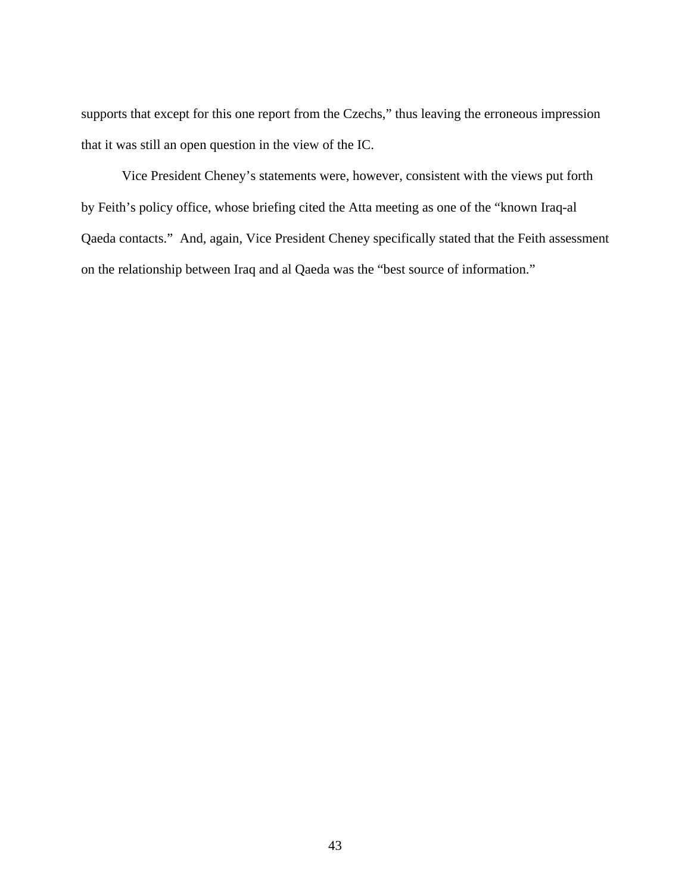supports that except for this one report from the Czechs," thus leaving the erroneous impression that it was still an open question in the view of the IC.

Vice President Cheney's statements were, however, consistent with the views put forth by Feith's policy office, whose briefing cited the Atta meeting as one of the "known Iraq-al Qaeda contacts." And, again, Vice President Cheney specifically stated that the Feith assessment on the relationship between Iraq and al Qaeda was the "best source of information."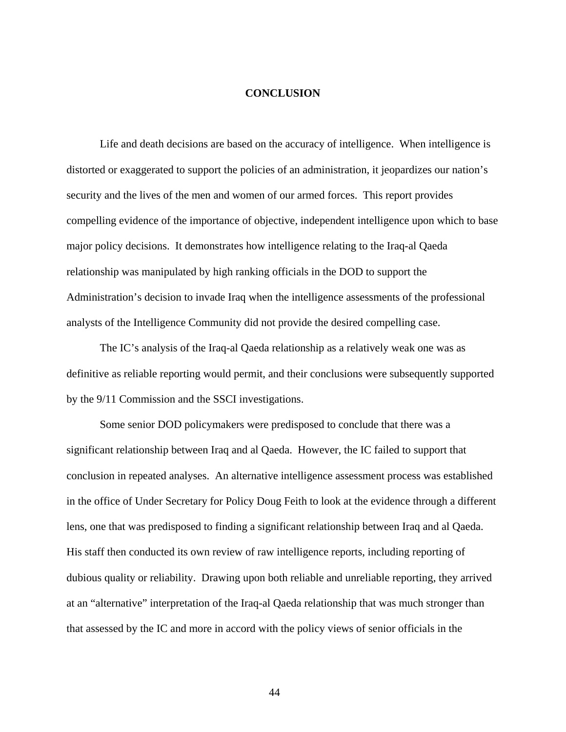# CONCLUSION

Life and death decisions are based on the accuracy of intelligence. When intelligence is distorted or exaggerated to support the policies of an administration, it jeopardizes our nation's security and the lives of the men and women of our armed forces. This report provides compelling evidence of the importance of objective, independent intelligence upon which to base major policy decisions. It demonstrates how intelligence relating to the Iraq-al Qaeda relationship was manipulated by high ranking officials in the DOD to support the Administration's decision to invade Iraq when the intelligence assessments of the professional analysts of the Intelligence Community did not provide the desired compelling case.

The IC's analysis of the Iraq-al Qaeda relationship as a relatively weak one was as definitive as reliable reporting would permit, and their conclusions were subsequently supported by the 9/11 Commission and the SSCI investigations.

Some senior DOD policymakers were predisposed to conclude that there was a significant relationship between Iraq and al Qaeda. However, the IC failed to support that conclusion in repeated analyses. An alternative intelligence assessment process was established in the office of Under Secretary for Policy Doug Feith to look at the evidence through a different lens, one that was predisposed to finding a significant relationship between Iraq and al Qaeda. His staff then conducted its own review of raw intelligence reports, including reporting of dubious quality or reliability. Drawing upon both reliable and unreliable reporting, they arrived at an "alternative" interpretation of the Iraq-al Qaeda relationship that was much stronger than that assessed by the IC and more in accord with the policy views of senior officials in the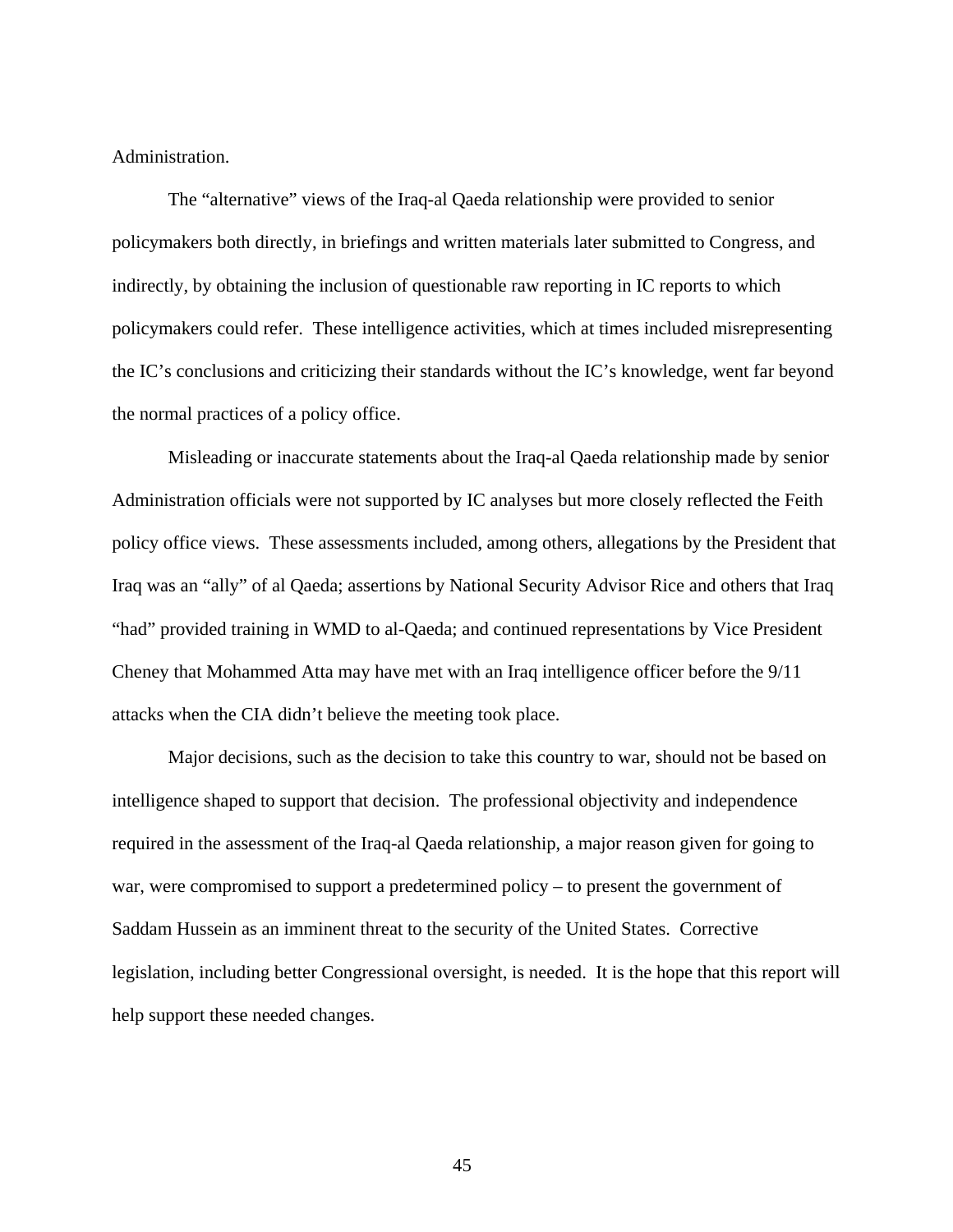Administration.

The "alternative" views of the Iraq-al Qaeda relationship were provided to senior policymakers both directly, in briefings and written materials later submitted to Congress, and indirectly, by obtaining the inclusion of questionable raw reporting in IC reports to which policymakers could refer. These intelligence activities, which at times included misrepresenting the IC's conclusions and criticizing their standards without the IC's knowledge, went far beyond the normal practices of a policy office.

Misleading or inaccurate statements about the Iraq-al Qaeda relationship made by senior Administration officials were not supported by IC analyses but more closely reflected the Feith policy office views. These assessments included, among others, allegations by the President that Iraq was an "ally" of al Qaeda; assertions by National Security Advisor Rice and others that Iraq "had" provided training in WMD to al-Qaeda; and continued representations by Vice President Cheney that Mohammed Atta may have met with an Iraq intelligence officer before the 9/11 attacks when the CIA didn't believe the meeting took place.

Major decisions, such as the decision to take this country to war, should not be based on intelligence shaped to support that decision. The professional objectivity and independence required in the assessment of the Iraq-al Qaeda relationship, a major reason given for going to war, were compromised to support a predetermined policy – to present the government of Saddam Hussein as an imminent threat to the security of the United States. Corrective legislation, including better Congressional oversight, is needed. It is the hope that this report will help support these needed changes.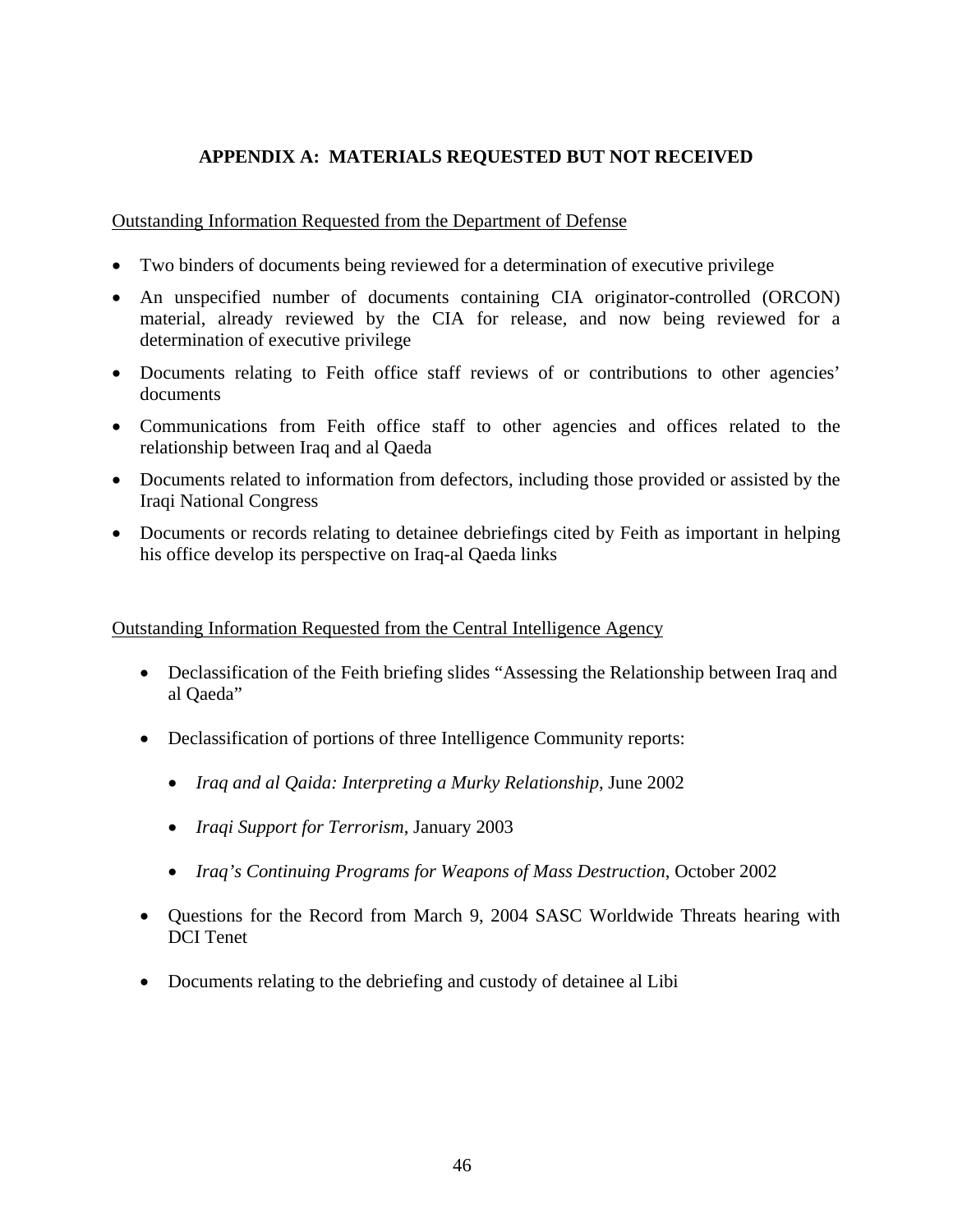## APPENDIX A: MATERIALS REQUESTED BUT NOT RECEIVED

Outstanding Information Requested from the Department of Defense

- Two binders of documents being reviewed for a determination of executive privilege
- An unspecified number of documents containing CIA originator-controlled (ORCON) material, already reviewed by the CIA for release, and now being reviewed for a determination of executive privilege
- Documents relating to Feith office staff reviews of or contributions to other agencies' documents
- Communications from Feith office staff to other agencies and offices related to the relationship between Iraq and al Qaeda
- Documents related to information from defectors, including those provided or assisted by the Iraqi National Congress
- Documents or records relating to detainee debriefings cited by Feith as important in helping his office develop its perspective on Iraq-al Qaeda links

Outstanding Information Requested from the Central Intelligence Agency

- Declassification of the Feith briefing slides "Assessing the Relationship between Iraq and al Qaeda"
- Declassification of portions of three Intelligence Community reports:
  - *Iraq and al Qaida: Interpreting a Murky Relationship*, June 2002
  - *Iraqi Support for Terrorism*, January 2003
  - *Iraq's Continuing Programs for Weapons of Mass Destruction*, October 2002
- Questions for the Record from March 9, 2004 SASC Worldwide Threats hearing with DCI Tenet
- Documents relating to the debriefing and custody of detainee al Libi